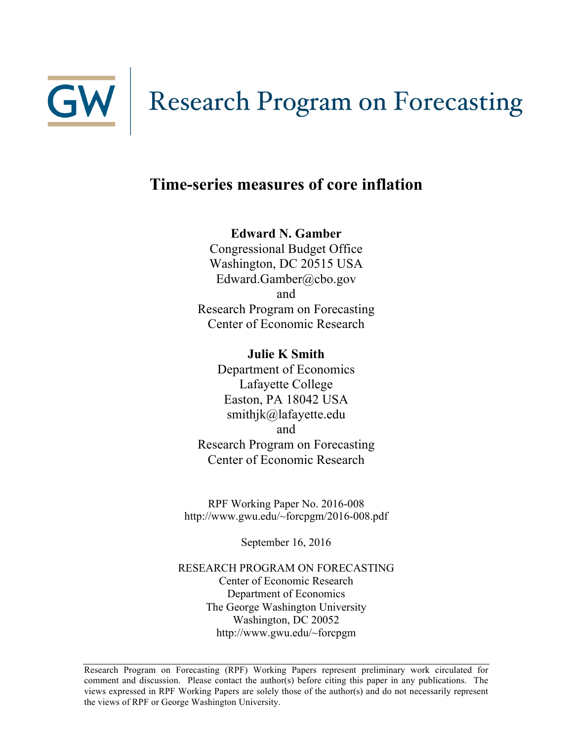# GW | Research Program on Forecasting

## Time-series measures of core inflation

**Edward N. Gamber**
Congressional Budget Office
Washington, DC 20515 USA
Edward.Gamber@cbo.gov
and
Research Program on Forecasting
Center of Economic Research

**Julie K Smith**
Department of Economics
Lafayette College
Easton, PA 18042 USA
smithjk@lafayette.edu
and
Research Program on Forecasting
Center of Economic Research

RPF Working Paper No. 2016-008
http://www.gwu.edu/~forcpgm/2016-008.pdf

September 16, 2016

RESEARCH PROGRAM ON FORECASTING
Center of Economic Research
Department of Economics
The George Washington University
Washington, DC 20052
http://www.gwu.edu/~forcpgm

Research Program on Forecasting (RPF) Working Papers represent preliminary work circulated for comment and discussion. Please contact the author(s) before citing this paper in any publications. The views expressed in RPF Working Papers are solely those of the author(s) and do not necessarily represent the views of RPF or George Washington University.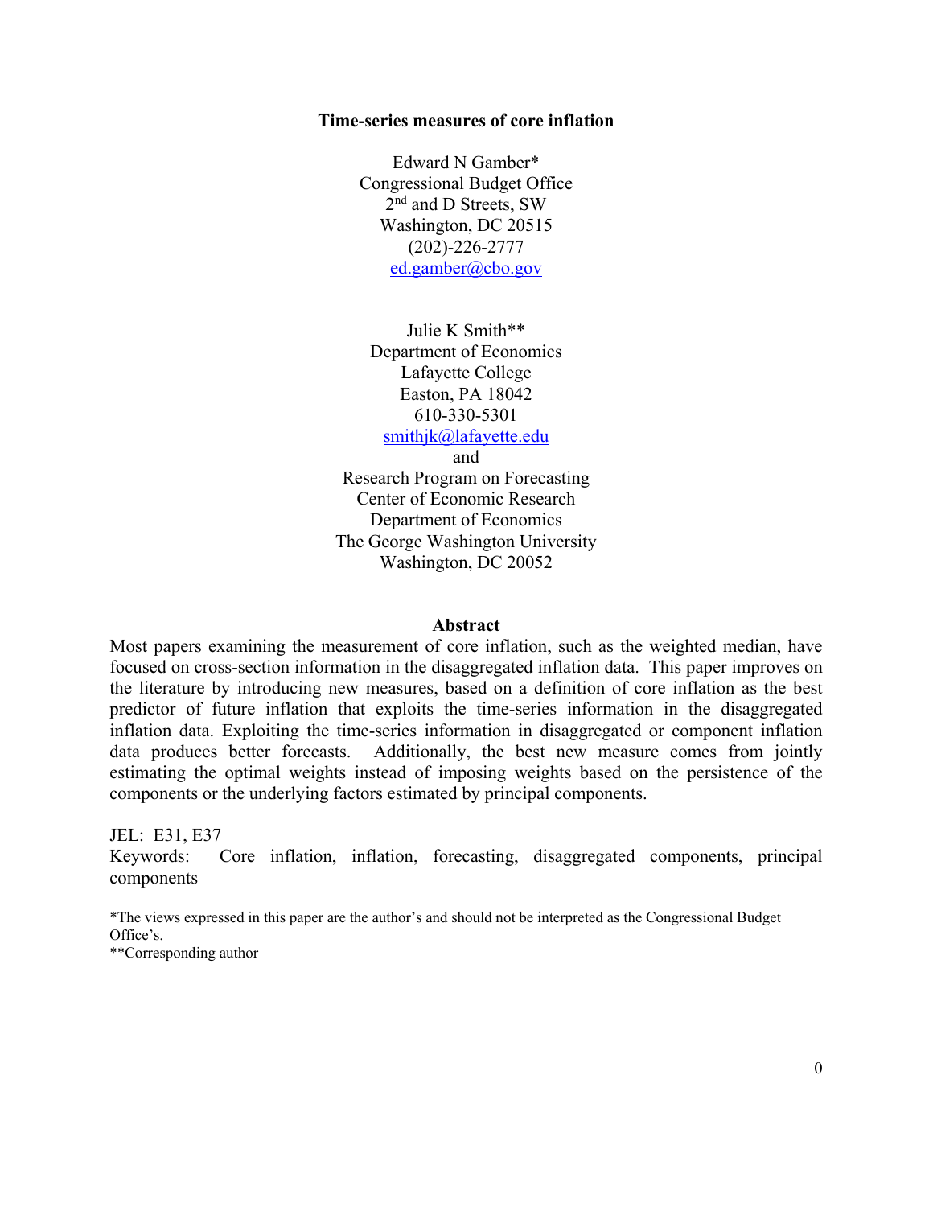**Time-series measures of core inflation**

Edward N Gamber*
Congressional Budget Office
2nd and D Streets, SW
Washington, DC 20515
(202)-226-2777
ed.gamber@cbo.gov

Julie K Smith**
Department of Economics
Lafayette College
Easton, PA 18042
610-330-5301
smithjk@lafayette.edu
and
Research Program on Forecasting
Center of Economic Research
Department of Economics
The George Washington University
Washington, DC 20052

**Abstract**

Most papers examining the measurement of core inflation, such as the weighted median, have focused on cross-section information in the disaggregated inflation data. This paper improves on the literature by introducing new measures, based on a definition of core inflation as the best predictor of future inflation that exploits the time-series information in the disaggregated inflation data. Exploiting the time-series information in disaggregated or component inflation data produces better forecasts. Additionally, the best new measure comes from jointly estimating the optimal weights instead of imposing weights based on the persistence of the components or the underlying factors estimated by principal components.

JEL: E31, E37

Keywords: Core inflation, inflation, forecasting, disaggregated components, principal components

*The views expressed in this paper are the author's and should not be interpreted as the Congressional Budget Office's.

**Corresponding author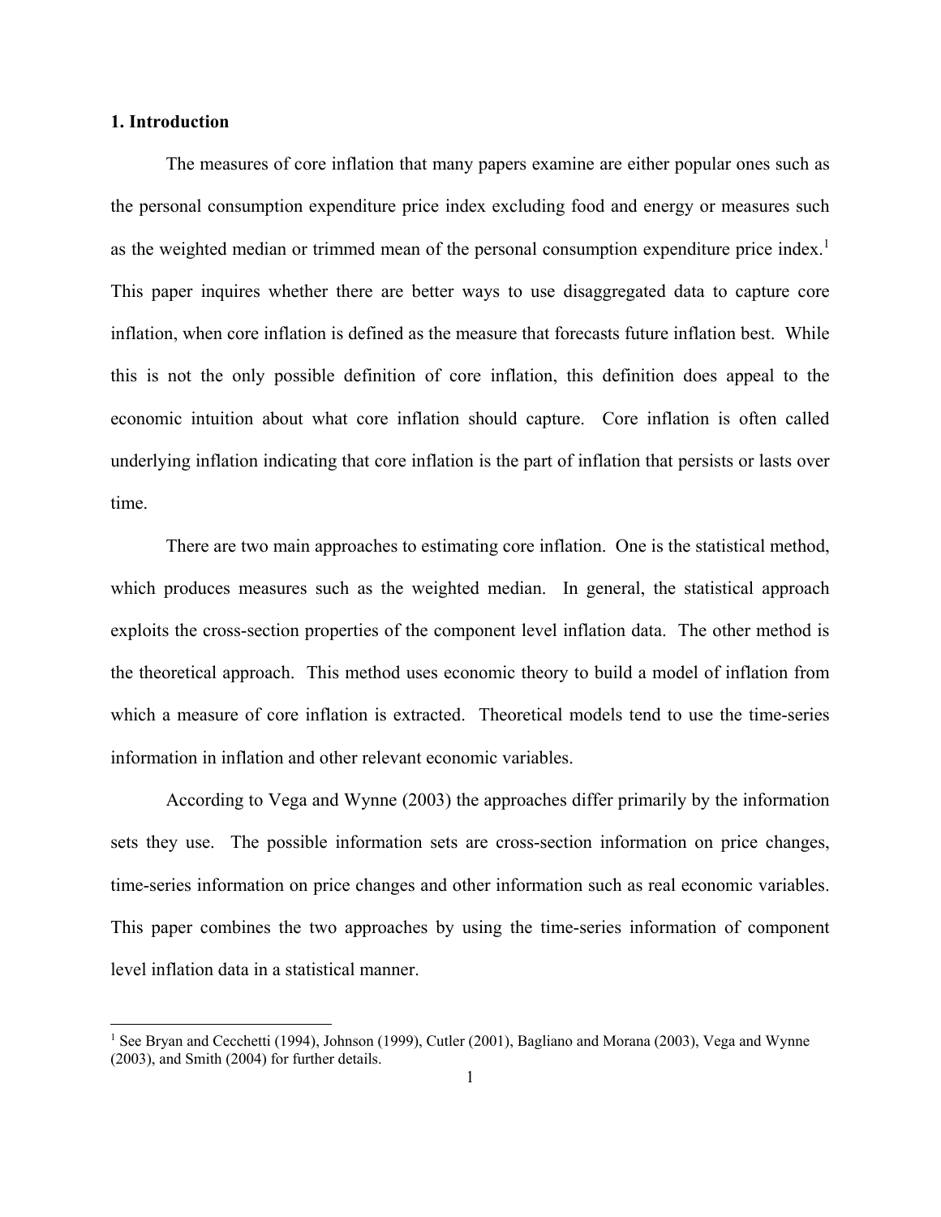## 1. Introduction

The measures of core inflation that many papers examine are either popular ones such as the personal consumption expenditure price index excluding food and energy or measures such as the weighted median or trimmed mean of the personal consumption expenditure price index.[1] This paper inquires whether there are better ways to use disaggregated data to capture core inflation, when core inflation is defined as the measure that forecasts future inflation best. While this is not the only possible definition of core inflation, this definition does appeal to the economic intuition about what core inflation should capture. Core inflation is often called underlying inflation indicating that core inflation is the part of inflation that persists or lasts over time.

There are two main approaches to estimating core inflation. One is the statistical method, which produces measures such as the weighted median. In general, the statistical approach exploits the cross-section properties of the component level inflation data. The other method is the theoretical approach. This method uses economic theory to build a model of inflation from which a measure of core inflation is extracted. Theoretical models tend to use the time-series information in inflation and other relevant economic variables.

According to Vega and Wynne (2003) the approaches differ primarily by the information sets they use. The possible information sets are cross-section information on price changes, time-series information on price changes and other information such as real economic variables. This paper combines the two approaches by using the time-series information of component level inflation data in a statistical manner.

[1] See Bryan and Cecchetti (1994), Johnson (1999), Cutler (2001), Bagliano and Morana (2003), Vega and Wynne (2003), and Smith (2004) for further details.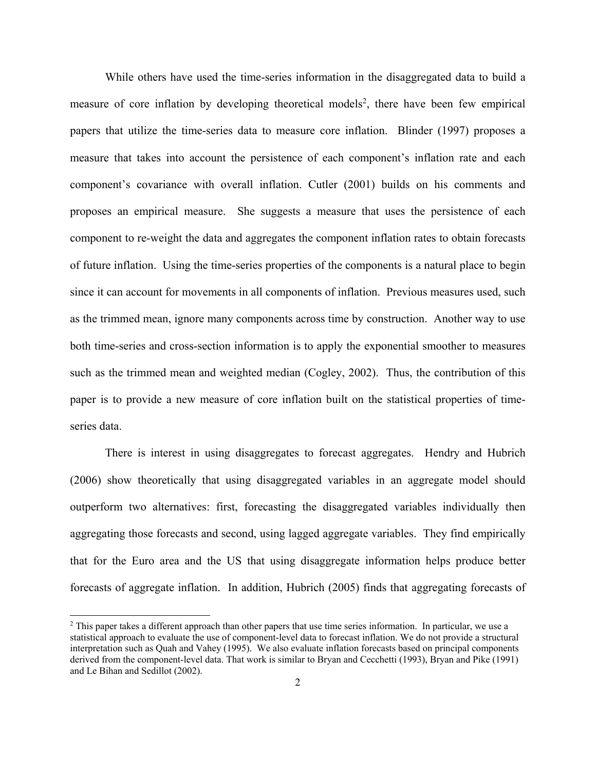While others have used the time-series information in the disaggregated data to build a measure of core inflation by developing theoretical models[2], there have been few empirical papers that utilize the time-series data to measure core inflation. Blinder (1997) proposes a measure that takes into account the persistence of each component's inflation rate and each component's covariance with overall inflation. Cutler (2001) builds on his comments and proposes an empirical measure. She suggests a measure that uses the persistence of each component to re-weight the data and aggregates the component inflation rates to obtain forecasts of future inflation. Using the time-series properties of the components is a natural place to begin since it can account for movements in all components of inflation. Previous measures used, such as the trimmed mean, ignore many components across time by construction. Another way to use both time-series and cross-section information is to apply the exponential smoother to measures such as the trimmed mean and weighted median (Cogley, 2002). Thus, the contribution of this paper is to provide a new measure of core inflation built on the statistical properties of time-series data.

There is interest in using disaggregates to forecast aggregates. Hendry and Hubrich (2006) show theoretically that using disaggregated variables in an aggregate model should outperform two alternatives: first, forecasting the disaggregated variables individually then aggregating those forecasts and second, using lagged aggregate variables. They find empirically that for the Euro area and the US that using disaggregate information helps produce better forecasts of aggregate inflation. In addition, Hubrich (2005) finds that aggregating forecasts of

[2] This paper takes a different approach than other papers that use time series information. In particular, we use a statistical approach to evaluate the use of component-level data to forecast inflation. We do not provide a structural interpretation such as Quah and Vahey (1995). We also evaluate inflation forecasts based on principal components derived from the component-level data. That work is similar to Bryan and Cecchetti (1993), Bryan and Pike (1991) and Le Bihan and Sedillot (2002).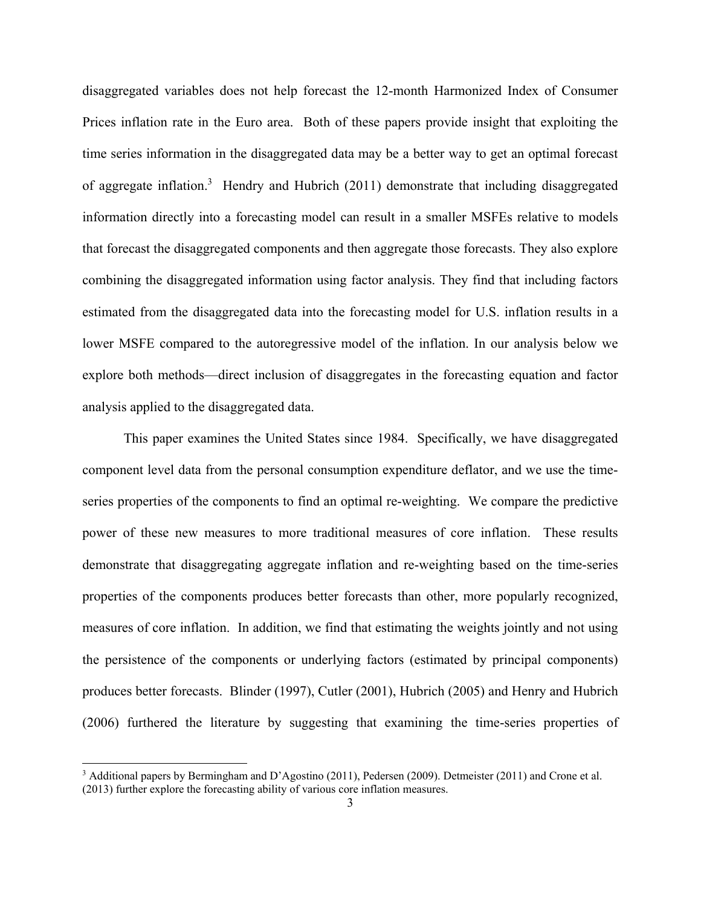disaggregated variables does not help forecast the 12-month Harmonized Index of Consumer Prices inflation rate in the Euro area. Both of these papers provide insight that exploiting the time series information in the disaggregated data may be a better way to get an optimal forecast of aggregate inflation.[3] Hendry and Hubrich (2011) demonstrate that including disaggregated information directly into a forecasting model can result in a smaller MSFEs relative to models that forecast the disaggregated components and then aggregate those forecasts. They also explore combining the disaggregated information using factor analysis. They find that including factors estimated from the disaggregated data into the forecasting model for U.S. inflation results in a lower MSFE compared to the autoregressive model of the inflation. In our analysis below we explore both methods—direct inclusion of disaggregates in the forecasting equation and factor analysis applied to the disaggregated data.

This paper examines the United States since 1984. Specifically, we have disaggregated component level data from the personal consumption expenditure deflator, and we use the time-series properties of the components to find an optimal re-weighting. We compare the predictive power of these new measures to more traditional measures of core inflation. These results demonstrate that disaggregating aggregate inflation and re-weighting based on the time-series properties of the components produces better forecasts than other, more popularly recognized, measures of core inflation. In addition, we find that estimating the weights jointly and not using the persistence of the components or underlying factors (estimated by principal components) produces better forecasts. Blinder (1997), Cutler (2001), Hubrich (2005) and Henry and Hubrich (2006) furthered the literature by suggesting that examining the time-series properties of

[3] Additional papers by Bermingham and D'Agostino (2011), Pedersen (2009). Detmeister (2011) and Crone et al. (2013) further explore the forecasting ability of various core inflation measures.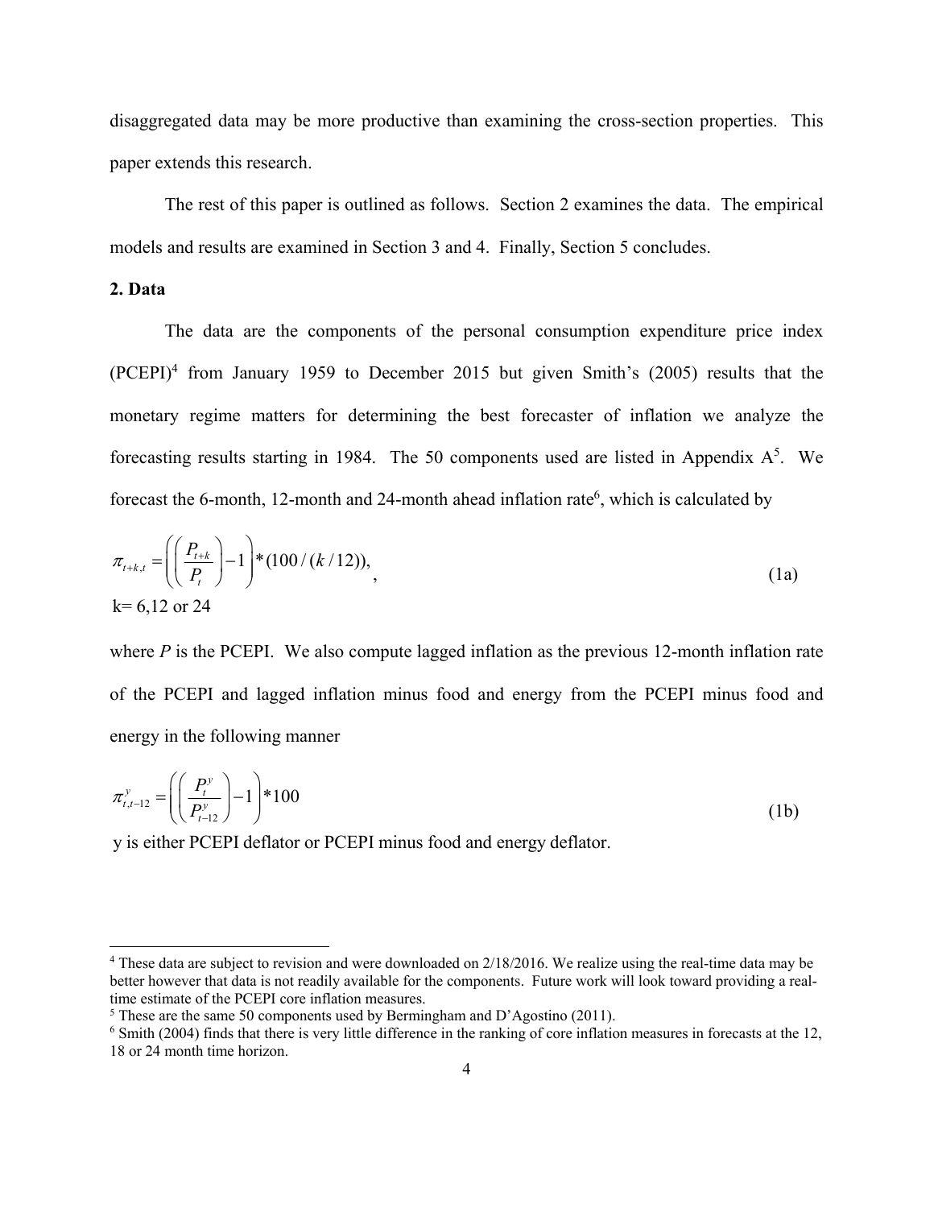disaggregated data may be more productive than examining the cross-section properties. This paper extends this research.

The rest of this paper is outlined as follows. Section 2 examines the data. The empirical models and results are examined in Section 3 and 4. Finally, Section 5 concludes.

## 2. Data

The data are the components of the personal consumption expenditure price index (PCEPI)[4] from January 1959 to December 2015 but given Smith's (2005) results that the monetary regime matters for determining the best forecaster of inflation we analyze the forecasting results starting in 1984. The 50 components used are listed in Appendix A[5]. We forecast the 6-month, 12-month and 24-month ahead inflation rate[6], which is calculated by

$$\pi_{t+k,t} = \left( \left( \frac{P_{t+k}}{P_t} \right) - 1 \right) * (100/(k/12)), \tag{1a}$$

k= 6,12 or 24

where *P* is the PCEPI. We also compute lagged inflation as the previous 12-month inflation rate of the PCEPI and lagged inflation minus food and energy from the PCEPI minus food and energy in the following manner

$$\pi^{y}_{t,t-12} = \left( \left( \frac{P^{y}_{t}}{P^{y}_{t-12}} \right) - 1 \right) * 100 \tag{1b}$$

y is either PCEPI deflator or PCEPI minus food and energy deflator.

---

[4] These data are subject to revision and were downloaded on 2/18/2016. We realize using the real-time data may be better however that data is not readily available for the components. Future work will look toward providing a real-time estimate of the PCEPI core inflation measures.

[5] These are the same 50 components used by Bermingham and D'Agostino (2011).

[6] Smith (2004) finds that there is very little difference in the ranking of core inflation measures in forecasts at the 12, 18 or 24 month time horizon.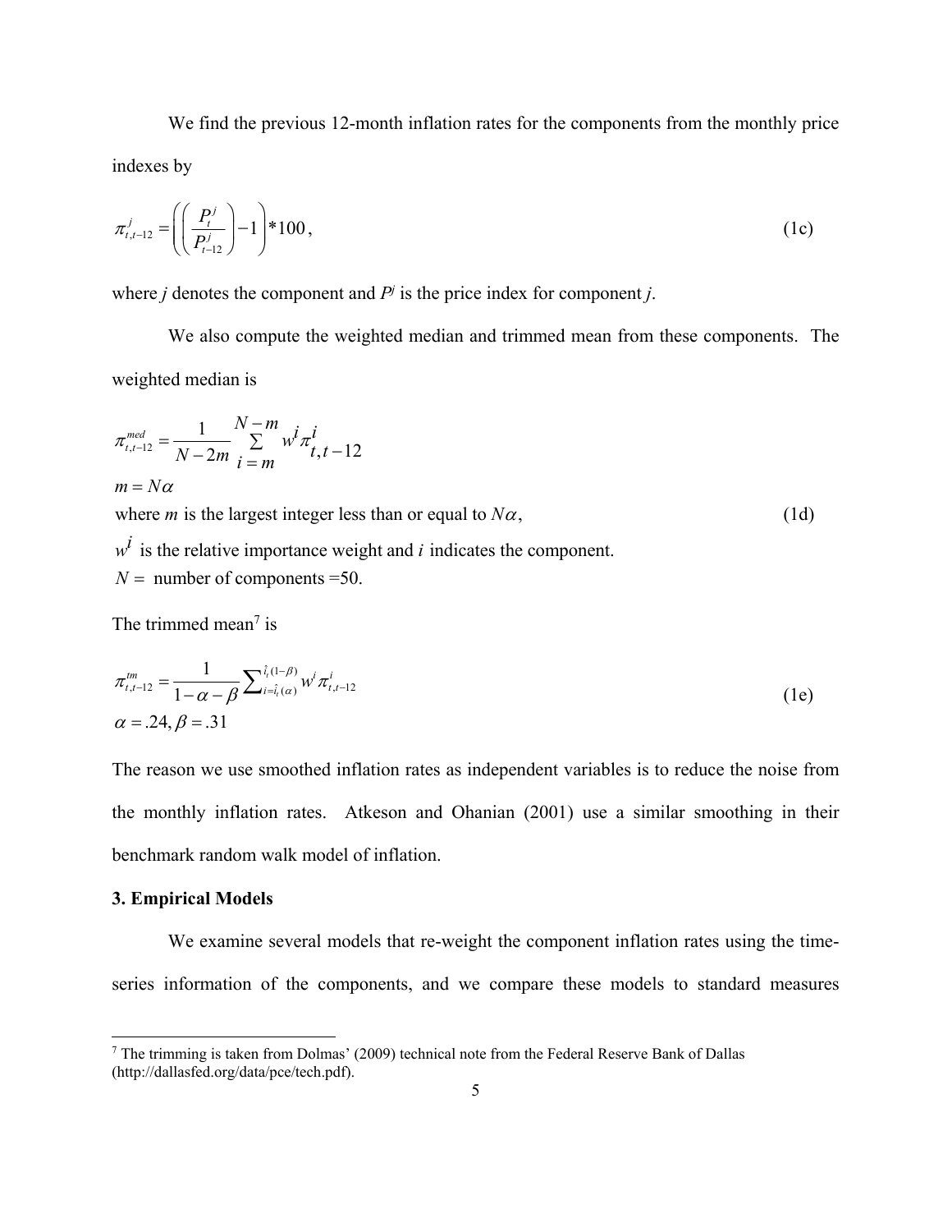We find the previous 12-month inflation rates for the components from the monthly price indexes by

$$\pi^{j}_{t,t-12} = \left( \left( \frac{P^{j}_{t}}{P^{j}_{t-12}} \right) - 1 \right) * 100, \tag{1c}$$

where $j$ denotes the component and $P^j$ is the price index for component $j$.

We also compute the weighted median and trimmed mean from these components. The weighted median is

$$\pi^{med}_{t,t-12} = \frac{1}{N-2m} \sum_{i=m}^{N-m} w^{i} \pi^{i}_{t,t-12}$$

$$m = N\alpha$$

where $m$ is the largest integer less than or equal to $N\alpha$, (1d)

$w^i$ is the relative importance weight and $i$ indicates the component.

$N =$ number of components $=50$.

The trimmed mean[7] is

$$\pi^{tm}_{t,t-12} = \frac{1}{1-\alpha-\beta} \sum_{i=\hat{i}_t(\alpha)}^{\hat{i}_t(1-\beta)} w^{i} \pi^{i}_{t,t-12}$$

$$\alpha = .24, \beta = .31 \tag{1e}$$

The reason we use smoothed inflation rates as independent variables is to reduce the noise from the monthly inflation rates. Atkeson and Ohanian (2001) use a similar smoothing in their benchmark random walk model of inflation.

## 3. Empirical Models

We examine several models that re-weight the component inflation rates using the time-series information of the components, and we compare these models to standard measures

[7] The trimming is taken from Dolmas' (2009) technical note from the Federal Reserve Bank of Dallas (http://dallasfed.org/data/pce/tech.pdf).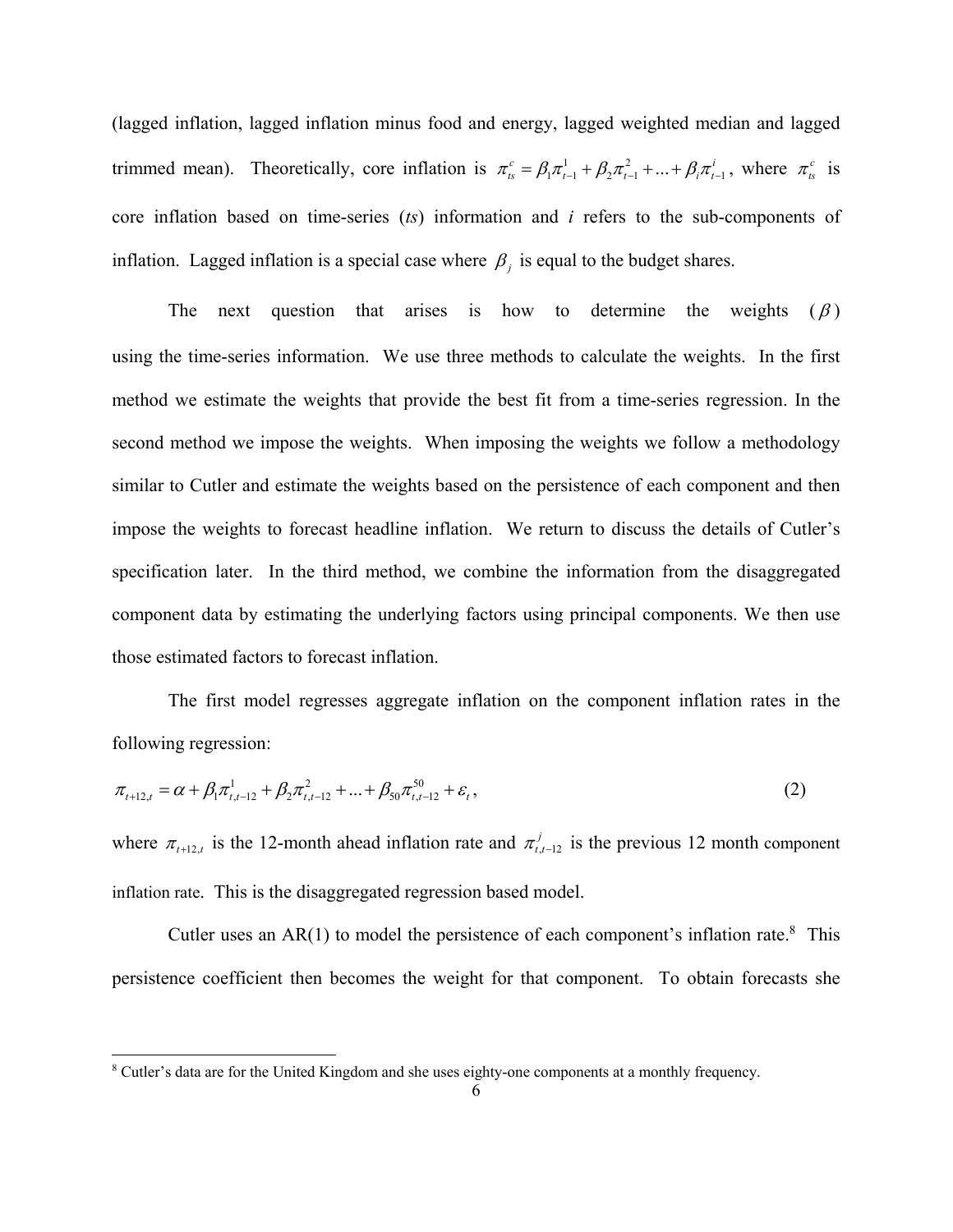(lagged inflation, lagged inflation minus food and energy, lagged weighted median and lagged trimmed mean). Theoretically, core inflation is $\pi_{ts}^{c} = \beta_1 \pi_{t-1}^{1} + \beta_2 \pi_{t-1}^{2} + ... + \beta_i \pi_{t-1}^{i}$, where $\pi_{ts}^{c}$ is core inflation based on time-series (*ts*) information and *i* refers to the sub-components of inflation. Lagged inflation is a special case where $\beta_j$ is equal to the budget shares.

The next question that arises is how to determine the weights ($\beta$) using the time-series information. We use three methods to calculate the weights. In the first method we estimate the weights that provide the best fit from a time-series regression. In the second method we impose the weights. When imposing the weights we follow a methodology similar to Cutler and estimate the weights based on the persistence of each component and then impose the weights to forecast headline inflation. We return to discuss the details of Cutler's specification later. In the third method, we combine the information from the disaggregated component data by estimating the underlying factors using principal components. We then use those estimated factors to forecast inflation.

The first model regresses aggregate inflation on the component inflation rates in the following regression:

$$\pi_{t+12,t} = \alpha + \beta_1 \pi_{t,t-12}^{1} + \beta_2 \pi_{t,t-12}^{2} + ... + \beta_{50} \pi_{t,t-12}^{50} + \varepsilon_t , \tag{2}$$

where $\pi_{t+12,t}$ is the 12-month ahead inflation rate and $\pi_{t,t-12}^{j}$ is the previous 12 month component inflation rate. This is the disaggregated regression based model.

Cutler uses an AR(1) to model the persistence of each component's inflation rate.[8] This persistence coefficient then becomes the weight for that component. To obtain forecasts she

[8] Cutler's data are for the United Kingdom and she uses eighty-one components at a monthly frequency.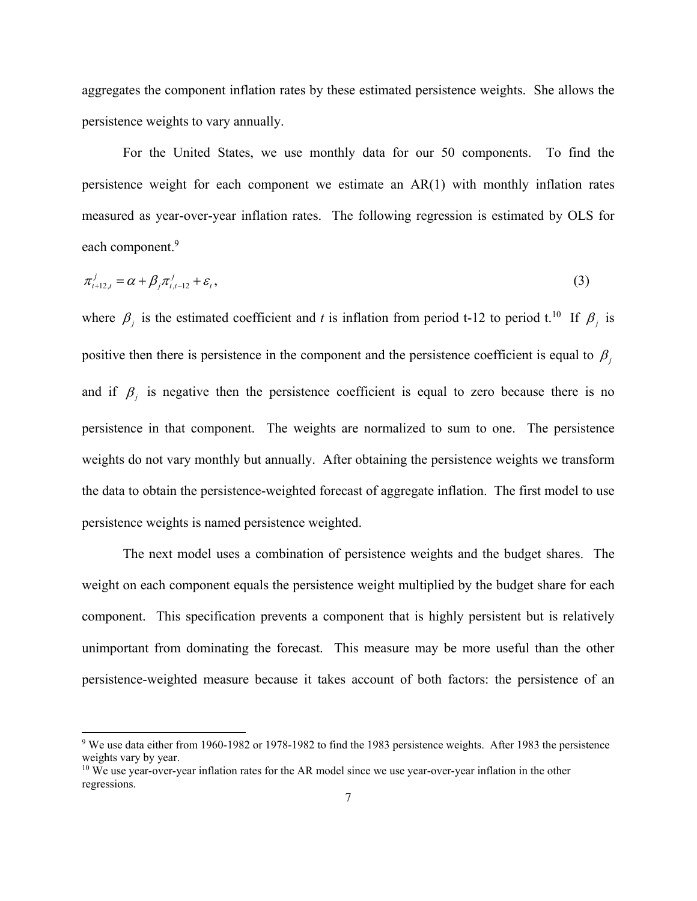aggregates the component inflation rates by these estimated persistence weights. She allows the persistence weights to vary annually.

For the United States, we use monthly data for our 50 components. To find the persistence weight for each component we estimate an AR(1) with monthly inflation rates measured as year-over-year inflation rates. The following regression is estimated by OLS for each component.[9]

$$\pi^{j}_{t+12,t} = \alpha + \beta_j \pi^{j}_{t,t-12} + \varepsilon_t, \tag{3}$$

where $\beta_j$ is the estimated coefficient and *t* is inflation from period t-12 to period t.[10] If $\beta_j$ is positive then there is persistence in the component and the persistence coefficient is equal to $\beta_j$ and if $\beta_j$ is negative then the persistence coefficient is equal to zero because there is no persistence in that component. The weights are normalized to sum to one. The persistence weights do not vary monthly but annually. After obtaining the persistence weights we transform the data to obtain the persistence-weighted forecast of aggregate inflation. The first model to use persistence weights is named persistence weighted.

The next model uses a combination of persistence weights and the budget shares. The weight on each component equals the persistence weight multiplied by the budget share for each component. This specification prevents a component that is highly persistent but is relatively unimportant from dominating the forecast. This measure may be more useful than the other persistence-weighted measure because it takes account of both factors: the persistence of an

[9] We use data either from 1960-1982 or 1978-1982 to find the 1983 persistence weights. After 1983 the persistence weights vary by year.

[10] We use year-over-year inflation rates for the AR model since we use year-over-year inflation in the other regressions.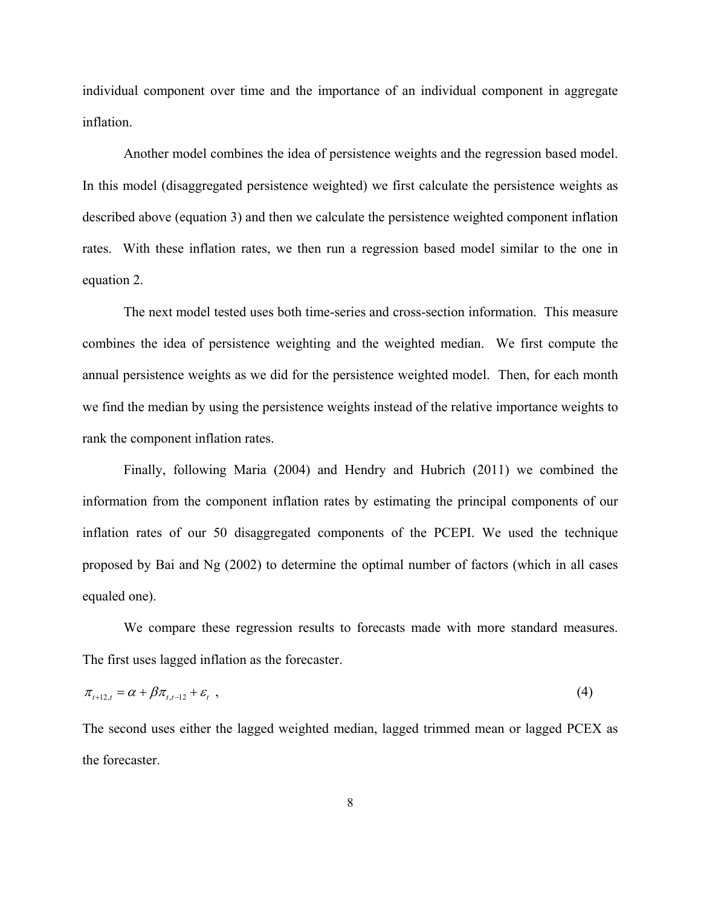individual component over time and the importance of an individual component in aggregate inflation.

Another model combines the idea of persistence weights and the regression based model. In this model (disaggregated persistence weighted) we first calculate the persistence weights as described above (equation 3) and then we calculate the persistence weighted component inflation rates. With these inflation rates, we then run a regression based model similar to the one in equation 2.

The next model tested uses both time-series and cross-section information. This measure combines the idea of persistence weighting and the weighted median. We first compute the annual persistence weights as we did for the persistence weighted model. Then, for each month we find the median by using the persistence weights instead of the relative importance weights to rank the component inflation rates.

Finally, following Maria (2004) and Hendry and Hubrich (2011) we combined the information from the component inflation rates by estimating the principal components of our inflation rates of our 50 disaggregated components of the PCEPI. We used the technique proposed by Bai and Ng (2002) to determine the optimal number of factors (which in all cases equaled one).

We compare these regression results to forecasts made with more standard measures. The first uses lagged inflation as the forecaster.

$$\pi_{t+12,t} = \alpha + \beta \pi_{t,t-12} + \varepsilon_t \ , \tag{4}$$

The second uses either the lagged weighted median, lagged trimmed mean or lagged PCEX as the forecaster.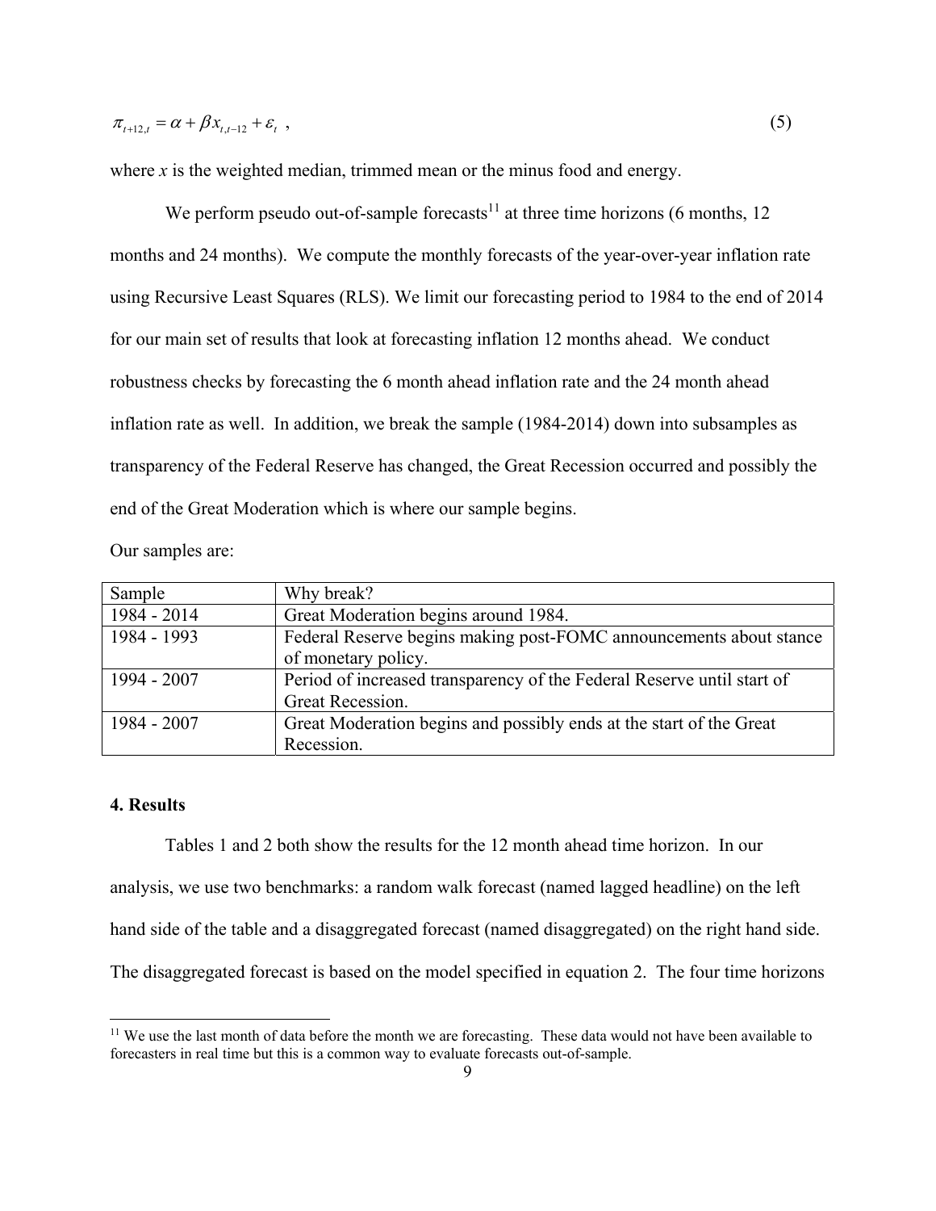$$\pi_{t+12,t} = \alpha + \beta x_{t,t-12} + \varepsilon_t \ , \tag{5}$$

where *x* is the weighted median, trimmed mean or the minus food and energy.

We perform pseudo out-of-sample forecasts[11] at three time horizons (6 months, 12 months and 24 months). We compute the monthly forecasts of the year-over-year inflation rate using Recursive Least Squares (RLS). We limit our forecasting period to 1984 to the end of 2014 for our main set of results that look at forecasting inflation 12 months ahead. We conduct robustness checks by forecasting the 6 month ahead inflation rate and the 24 month ahead inflation rate as well. In addition, we break the sample (1984-2014) down into subsamples as transparency of the Federal Reserve has changed, the Great Recession occurred and possibly the end of the Great Moderation which is where our sample begins.

Our samples are:

| Sample | Why break? |
|---|---|
| 1984 - 2014 | Great Moderation begins around 1984. |
| 1984 - 1993 | Federal Reserve begins making post-FOMC announcements about stance of monetary policy. |
| 1994 - 2007 | Period of increased transparency of the Federal Reserve until start of Great Recession. |
| 1984 - 2007 | Great Moderation begins and possibly ends at the start of the Great Recession. |

**4. Results**

Tables 1 and 2 both show the results for the 12 month ahead time horizon. In our analysis, we use two benchmarks: a random walk forecast (named lagged headline) on the left hand side of the table and a disaggregated forecast (named disaggregated) on the right hand side. The disaggregated forecast is based on the model specified in equation 2. The four time horizons

[11] We use the last month of data before the month we are forecasting. These data would not have been available to forecasters in real time but this is a common way to evaluate forecasts out-of-sample.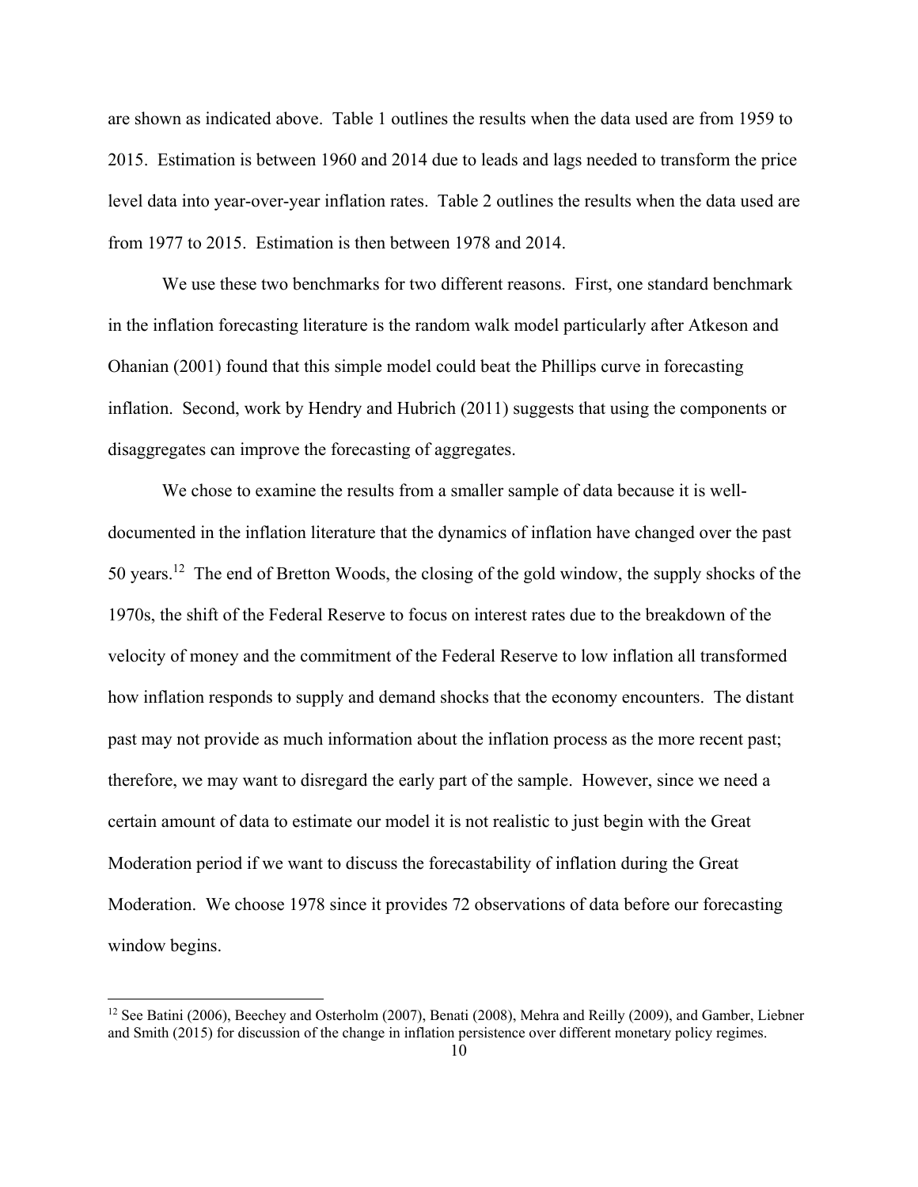are shown as indicated above. Table 1 outlines the results when the data used are from 1959 to 2015. Estimation is between 1960 and 2014 due to leads and lags needed to transform the price level data into year-over-year inflation rates. Table 2 outlines the results when the data used are from 1977 to 2015. Estimation is then between 1978 and 2014.

We use these two benchmarks for two different reasons. First, one standard benchmark in the inflation forecasting literature is the random walk model particularly after Atkeson and Ohanian (2001) found that this simple model could beat the Phillips curve in forecasting inflation. Second, work by Hendry and Hubrich (2011) suggests that using the components or disaggregates can improve the forecasting of aggregates.

We chose to examine the results from a smaller sample of data because it is well-documented in the inflation literature that the dynamics of inflation have changed over the past 50 years.[12] The end of Bretton Woods, the closing of the gold window, the supply shocks of the 1970s, the shift of the Federal Reserve to focus on interest rates due to the breakdown of the velocity of money and the commitment of the Federal Reserve to low inflation all transformed how inflation responds to supply and demand shocks that the economy encounters. The distant past may not provide as much information about the inflation process as the more recent past; therefore, we may want to disregard the early part of the sample. However, since we need a certain amount of data to estimate our model it is not realistic to just begin with the Great Moderation period if we want to discuss the forecastability of inflation during the Great Moderation. We choose 1978 since it provides 72 observations of data before our forecasting window begins.

[12] See Batini (2006), Beechey and Osterholm (2007), Benati (2008), Mehra and Reilly (2009), and Gamber, Liebner and Smith (2015) for discussion of the change in inflation persistence over different monetary policy regimes.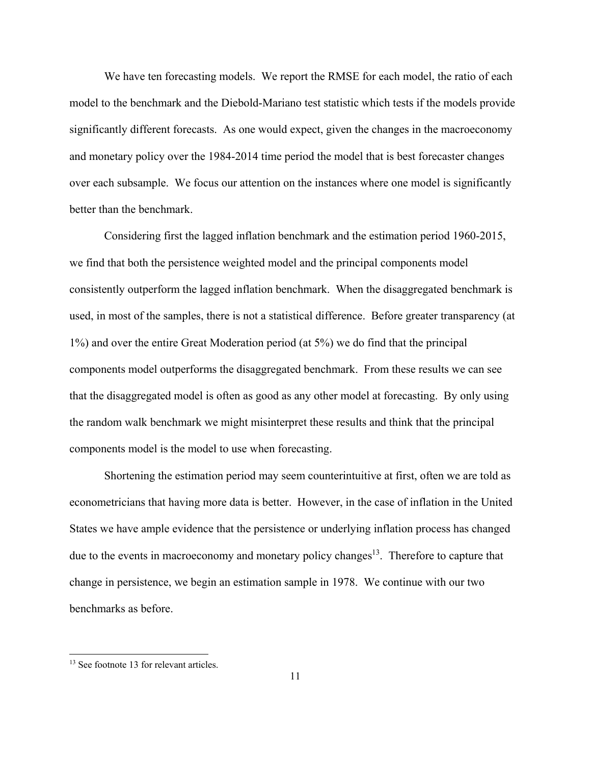We have ten forecasting models. We report the RMSE for each model, the ratio of each model to the benchmark and the Diebold-Mariano test statistic which tests if the models provide significantly different forecasts. As one would expect, given the changes in the macroeconomy and monetary policy over the 1984-2014 time period the model that is best forecaster changes over each subsample. We focus our attention on the instances where one model is significantly better than the benchmark.

Considering first the lagged inflation benchmark and the estimation period 1960-2015, we find that both the persistence weighted model and the principal components model consistently outperform the lagged inflation benchmark. When the disaggregated benchmark is used, in most of the samples, there is not a statistical difference. Before greater transparency (at 1%) and over the entire Great Moderation period (at 5%) we do find that the principal components model outperforms the disaggregated benchmark. From these results we can see that the disaggregated model is often as good as any other model at forecasting. By only using the random walk benchmark we might misinterpret these results and think that the principal components model is the model to use when forecasting.

Shortening the estimation period may seem counterintuitive at first, often we are told as econometricians that having more data is better. However, in the case of inflation in the United States we have ample evidence that the persistence or underlying inflation process has changed due to the events in macroeconomy and monetary policy changes[13]. Therefore to capture that change in persistence, we begin an estimation sample in 1978. We continue with our two benchmarks as before.

[13] See footnote 13 for relevant articles.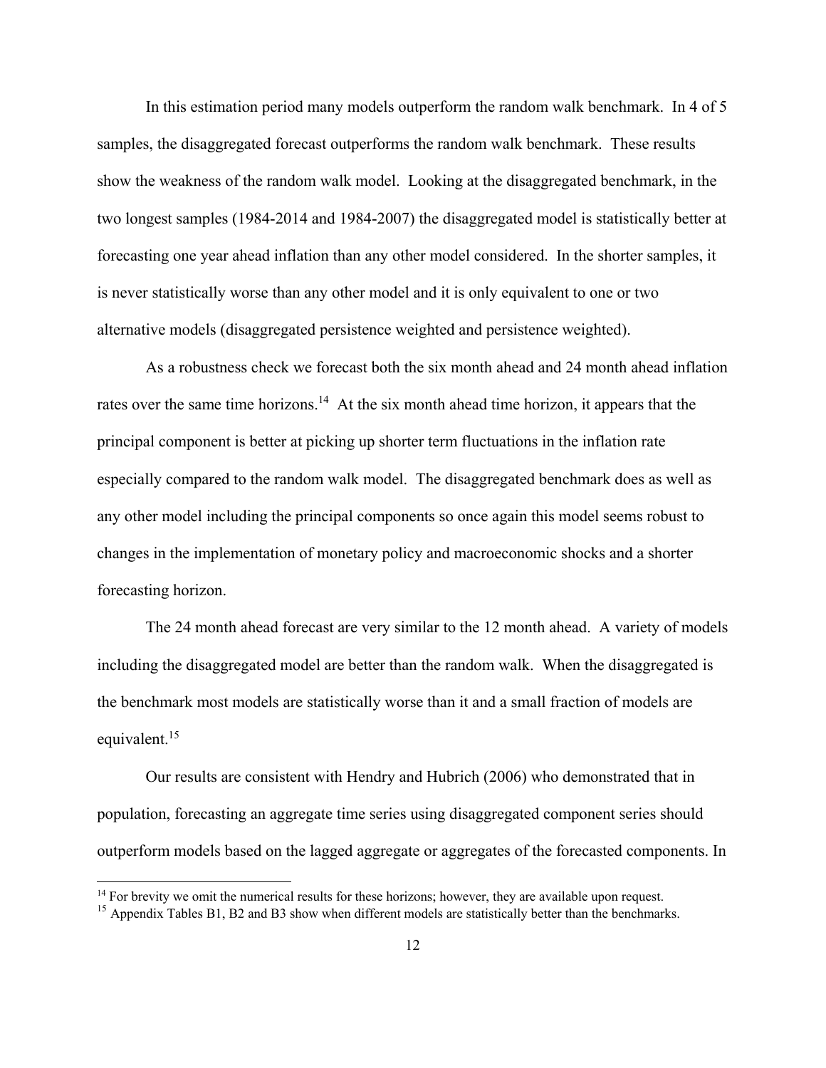In this estimation period many models outperform the random walk benchmark. In 4 of 5 samples, the disaggregated forecast outperforms the random walk benchmark. These results show the weakness of the random walk model. Looking at the disaggregated benchmark, in the two longest samples (1984-2014 and 1984-2007) the disaggregated model is statistically better at forecasting one year ahead inflation than any other model considered. In the shorter samples, it is never statistically worse than any other model and it is only equivalent to one or two alternative models (disaggregated persistence weighted and persistence weighted).

As a robustness check we forecast both the six month ahead and 24 month ahead inflation rates over the same time horizons.[14] At the six month ahead time horizon, it appears that the principal component is better at picking up shorter term fluctuations in the inflation rate especially compared to the random walk model. The disaggregated benchmark does as well as any other model including the principal components so once again this model seems robust to changes in the implementation of monetary policy and macroeconomic shocks and a shorter forecasting horizon.

The 24 month ahead forecast are very similar to the 12 month ahead. A variety of models including the disaggregated model are better than the random walk. When the disaggregated is the benchmark most models are statistically worse than it and a small fraction of models are equivalent.[15]

Our results are consistent with Hendry and Hubrich (2006) who demonstrated that in population, forecasting an aggregate time series using disaggregated component series should outperform models based on the lagged aggregate or aggregates of the forecasted components. In

[14] For brevity we omit the numerical results for these horizons; however, they are available upon request.

[15] Appendix Tables B1, B2 and B3 show when different models are statistically better than the benchmarks.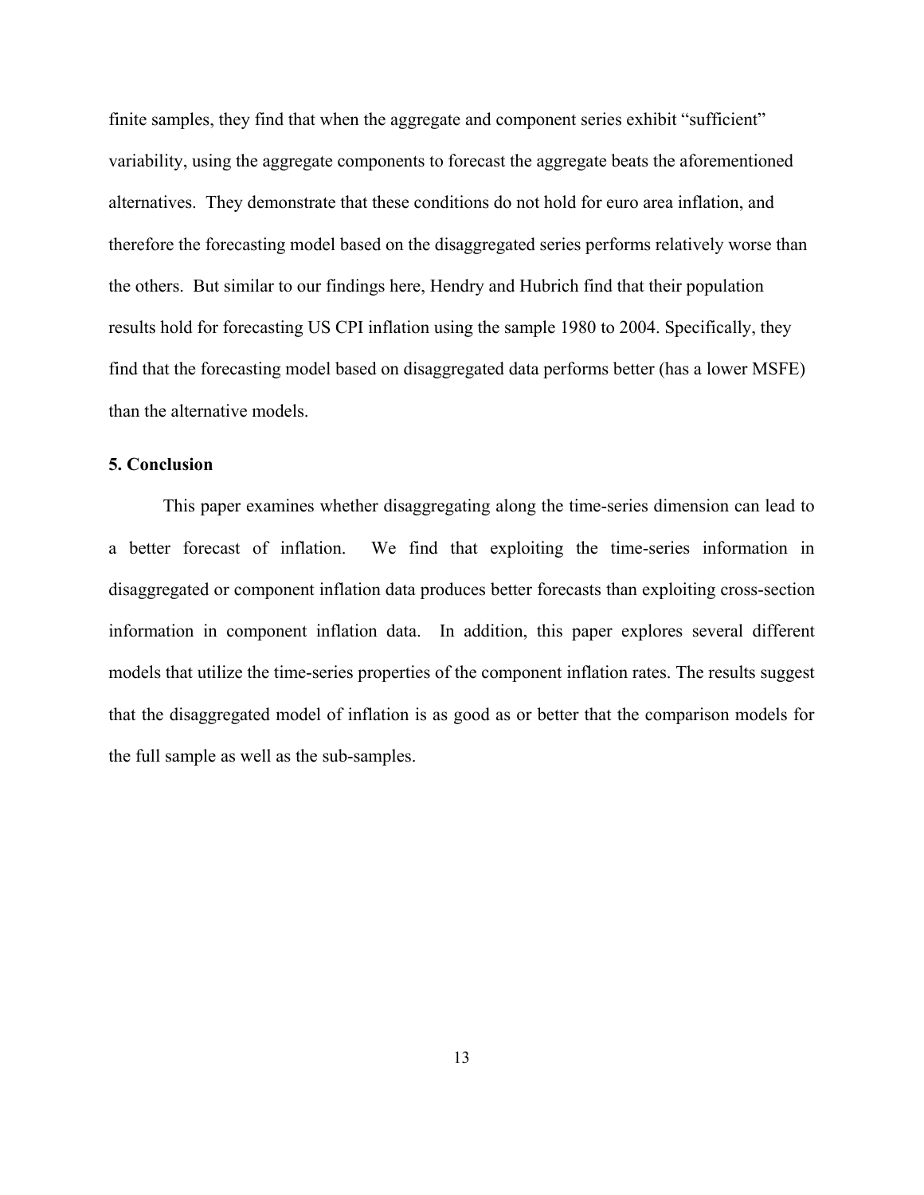finite samples, they find that when the aggregate and component series exhibit "sufficient" variability, using the aggregate components to forecast the aggregate beats the aforementioned alternatives. They demonstrate that these conditions do not hold for euro area inflation, and therefore the forecasting model based on the disaggregated series performs relatively worse than the others. But similar to our findings here, Hendry and Hubrich find that their population results hold for forecasting US CPI inflation using the sample 1980 to 2004. Specifically, they find that the forecasting model based on disaggregated data performs better (has a lower MSFE) than the alternative models.

## 5. Conclusion

This paper examines whether disaggregating along the time-series dimension can lead to a better forecast of inflation. We find that exploiting the time-series information in disaggregated or component inflation data produces better forecasts than exploiting cross-section information in component inflation data. In addition, this paper explores several different models that utilize the time-series properties of the component inflation rates. The results suggest that the disaggregated model of inflation is as good as or better that the comparison models for the full sample as well as the sub-samples.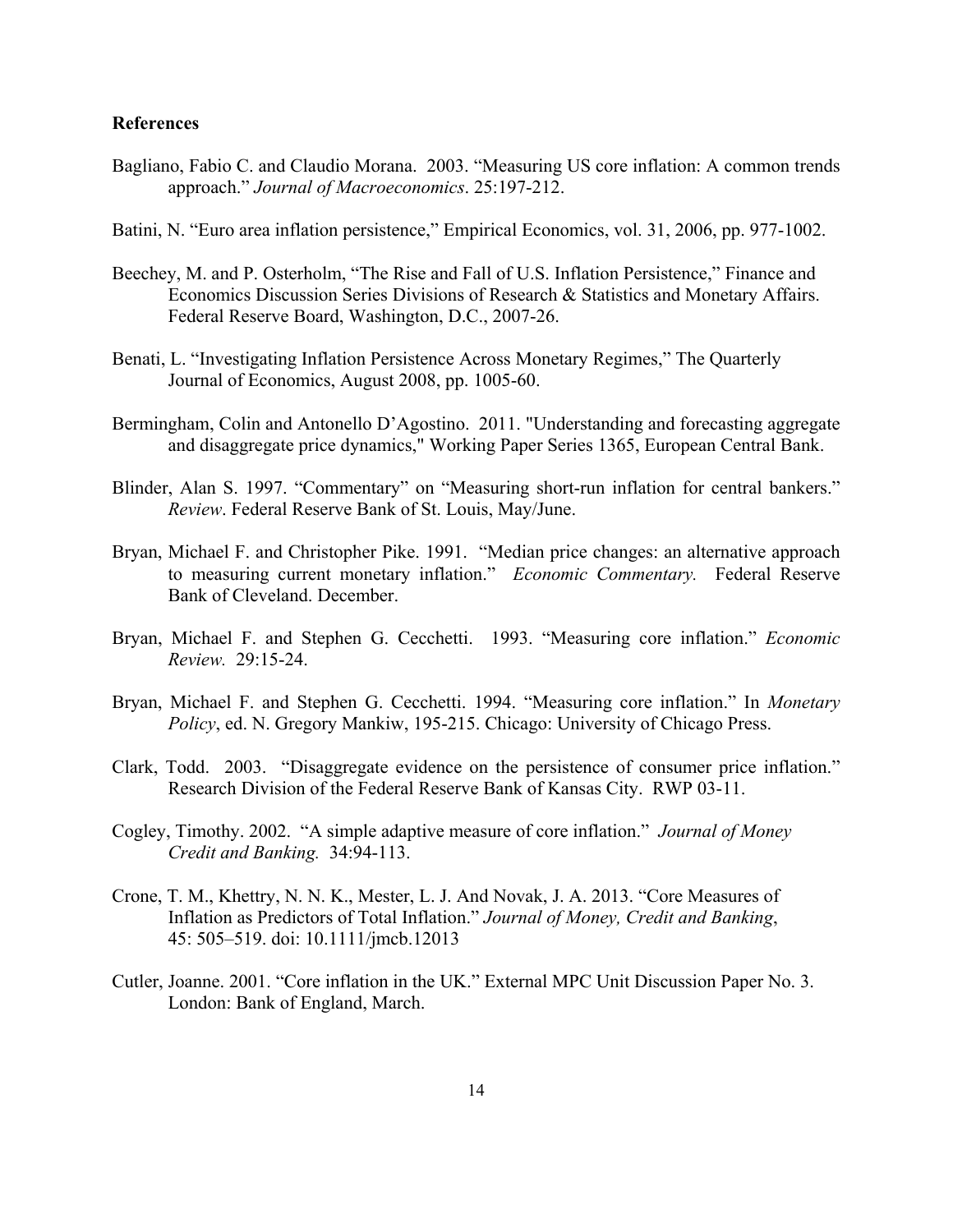**References**

Bagliano, Fabio C. and Claudio Morana. 2003. "Measuring US core inflation: A common trends approach." *Journal of Macroeconomics*. 25:197-212.

Batini, N. "Euro area inflation persistence," Empirical Economics, vol. 31, 2006, pp. 977-1002.

Beechey, M. and P. Osterholm, "The Rise and Fall of U.S. Inflation Persistence," Finance and Economics Discussion Series Divisions of Research & Statistics and Monetary Affairs. Federal Reserve Board, Washington, D.C., 2007-26.

Benati, L. "Investigating Inflation Persistence Across Monetary Regimes," The Quarterly Journal of Economics, August 2008, pp. 1005-60.

Bermingham, Colin and Antonello D'Agostino. 2011. "Understanding and forecasting aggregate and disaggregate price dynamics," Working Paper Series 1365, European Central Bank.

Blinder, Alan S. 1997. "Commentary" on "Measuring short-run inflation for central bankers." *Review*. Federal Reserve Bank of St. Louis, May/June.

Bryan, Michael F. and Christopher Pike. 1991. "Median price changes: an alternative approach to measuring current monetary inflation." *Economic Commentary.* Federal Reserve Bank of Cleveland. December.

Bryan, Michael F. and Stephen G. Cecchetti. 1993. "Measuring core inflation." *Economic Review.* 29:15-24.

Bryan, Michael F. and Stephen G. Cecchetti. 1994. "Measuring core inflation." In *Monetary Policy*, ed. N. Gregory Mankiw, 195-215. Chicago: University of Chicago Press.

Clark, Todd. 2003. "Disaggregate evidence on the persistence of consumer price inflation." Research Division of the Federal Reserve Bank of Kansas City. RWP 03-11.

Cogley, Timothy. 2002. "A simple adaptive measure of core inflation." *Journal of Money Credit and Banking.* 34:94-113.

Crone, T. M., Khettry, N. N. K., Mester, L. J. And Novak, J. A. 2013. "Core Measures of Inflation as Predictors of Total Inflation." *Journal of Money, Credit and Banking*, 45: 505–519. doi: 10.1111/jmcb.12013

Cutler, Joanne. 2001. "Core inflation in the UK." External MPC Unit Discussion Paper No. 3. London: Bank of England, March.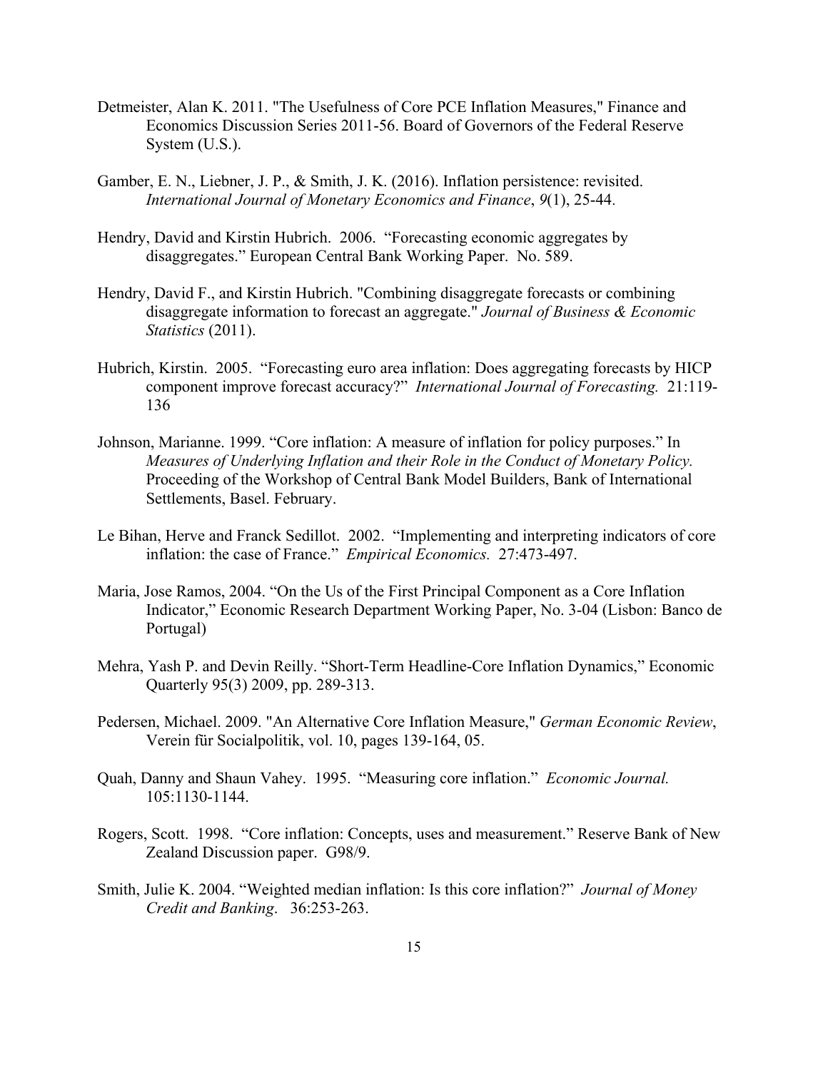Detmeister, Alan K. 2011. "The Usefulness of Core PCE Inflation Measures," Finance and Economics Discussion Series 2011-56. Board of Governors of the Federal Reserve System (U.S.).

Gamber, E. N., Liebner, J. P., & Smith, J. K. (2016). Inflation persistence: revisited. *International Journal of Monetary Economics and Finance*, *9*(1), 25-44.

Hendry, David and Kirstin Hubrich. 2006. "Forecasting economic aggregates by disaggregates." European Central Bank Working Paper. No. 589.

Hendry, David F., and Kirstin Hubrich. "Combining disaggregate forecasts or combining disaggregate information to forecast an aggregate." *Journal of Business & Economic Statistics* (2011).

Hubrich, Kirstin. 2005. "Forecasting euro area inflation: Does aggregating forecasts by HICP component improve forecast accuracy?" *International Journal of Forecasting.* 21:119-136

Johnson, Marianne. 1999. "Core inflation: A measure of inflation for policy purposes." In *Measures of Underlying Inflation and their Role in the Conduct of Monetary Policy.* Proceeding of the Workshop of Central Bank Model Builders, Bank of International Settlements, Basel. February.

Le Bihan, Herve and Franck Sedillot. 2002. "Implementing and interpreting indicators of core inflation: the case of France." *Empirical Economics.* 27:473-497.

Maria, Jose Ramos, 2004. "On the Us of the First Principal Component as a Core Inflation Indicator," Economic Research Department Working Paper, No. 3-04 (Lisbon: Banco de Portugal)

Mehra, Yash P. and Devin Reilly. "Short-Term Headline-Core Inflation Dynamics," Economic Quarterly 95(3) 2009, pp. 289-313.

Pedersen, Michael. 2009. "An Alternative Core Inflation Measure," *German Economic Review*, Verein für Socialpolitik, vol. 10, pages 139-164, 05.

Quah, Danny and Shaun Vahey. 1995. "Measuring core inflation." *Economic Journal.* 105:1130-1144.

Rogers, Scott. 1998. "Core inflation: Concepts, uses and measurement." Reserve Bank of New Zealand Discussion paper. G98/9.

Smith, Julie K. 2004. "Weighted median inflation: Is this core inflation?" *Journal of Money Credit and Banking*. 36:253-263.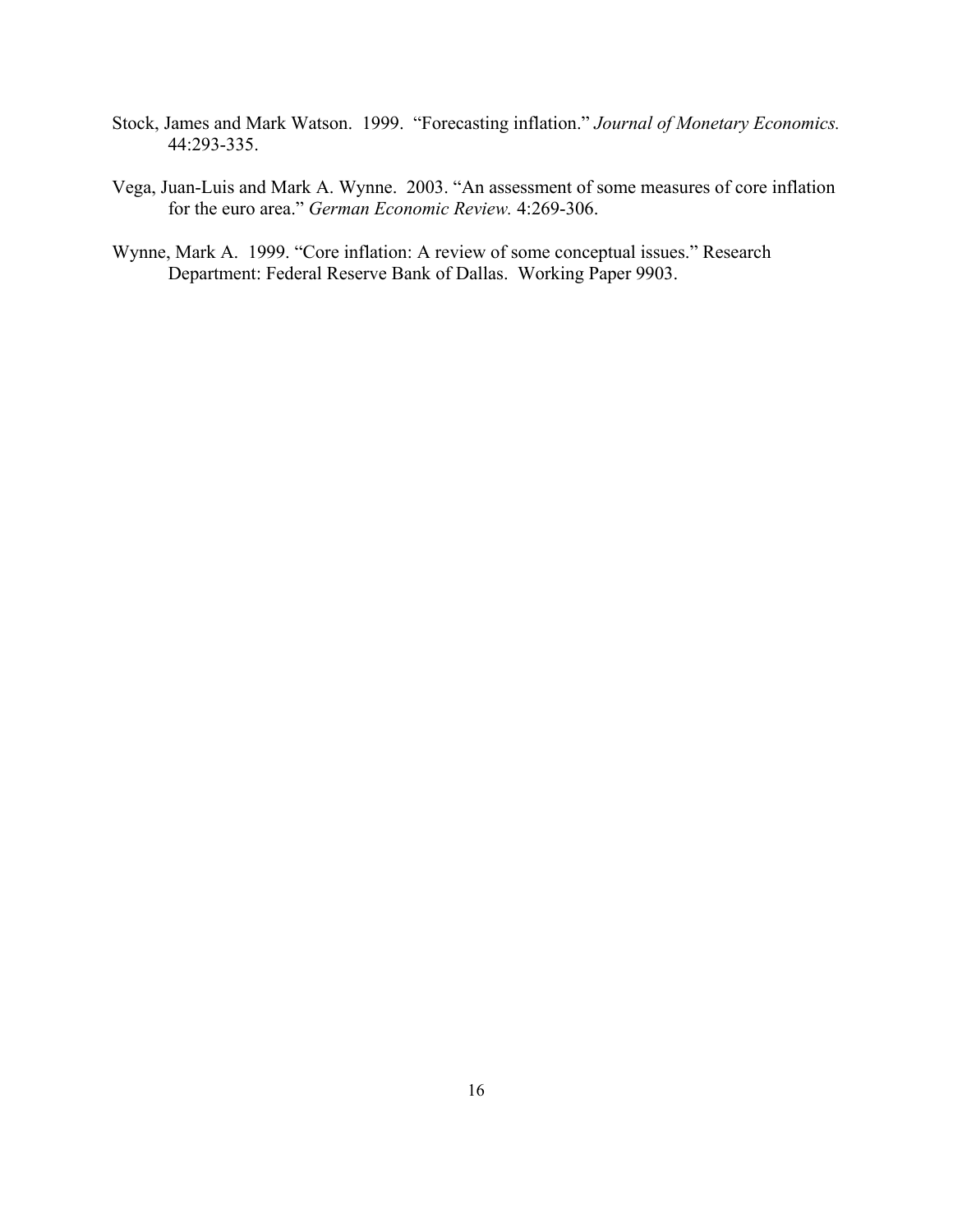Stock, James and Mark Watson. 1999. "Forecasting inflation." *Journal of Monetary Economics.* 44:293-335.

Vega, Juan-Luis and Mark A. Wynne. 2003. "An assessment of some measures of core inflation for the euro area." *German Economic Review.* 4:269-306.

Wynne, Mark A. 1999. "Core inflation: A review of some conceptual issues." Research Department: Federal Reserve Bank of Dallas. Working Paper 9903.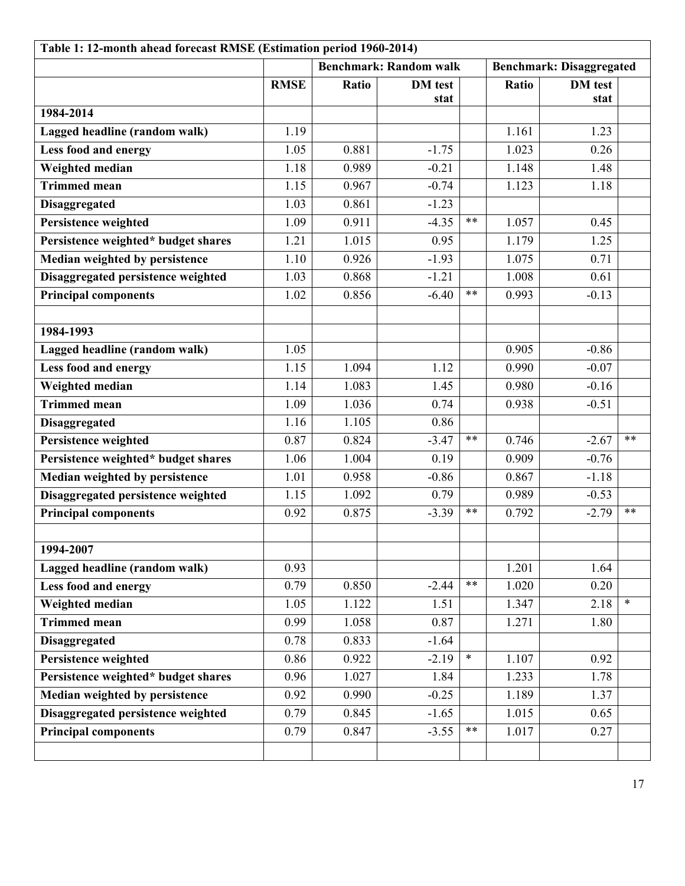**Table 1: 12-month ahead forecast RMSE (Estimation period 1960-2014)**

| | | Benchmark: Random walk | | | Benchmark: Disaggregated | | |
|---|---|---|---|---|---|---|---|
| | RMSE | Ratio | DM test stat | | Ratio | DM test stat | |
| **1984-2014** | | | | | | | |
| **Lagged headline (random walk)** | 1.19 | | | | 1.161 | 1.23 | |
| **Less food and energy** | 1.05 | 0.881 | -1.75 | | 1.023 | 0.26 | |
| **Weighted median** | 1.18 | 0.989 | -0.21 | | 1.148 | 1.48 | |
| **Trimmed mean** | 1.15 | 0.967 | -0.74 | | 1.123 | 1.18 | |
| **Disaggregated** | 1.03 | 0.861 | -1.23 | | | | |
| **Persistence weighted** | 1.09 | 0.911 | -4.35 | ** | 1.057 | 0.45 | |
| **Persistence weighted* budget shares** | 1.21 | 1.015 | 0.95 | | 1.179 | 1.25 | |
| **Median weighted by persistence** | 1.10 | 0.926 | -1.93 | | 1.075 | 0.71 | |
| **Disaggregated persistence weighted** | 1.03 | 0.868 | -1.21 | | 1.008 | 0.61 | |
| **Principal components** | 1.02 | 0.856 | -6.40 | ** | 0.993 | -0.13 | |
| | | | | | | | |
| **1984-1993** | | | | | | | |
| **Lagged headline (random walk)** | 1.05 | | | | 0.905 | -0.86 | |
| **Less food and energy** | 1.15 | 1.094 | 1.12 | | 0.990 | -0.07 | |
| **Weighted median** | 1.14 | 1.083 | 1.45 | | 0.980 | -0.16 | |
| **Trimmed mean** | 1.09 | 1.036 | 0.74 | | 0.938 | -0.51 | |
| **Disaggregated** | 1.16 | 1.105 | 0.86 | | | | |
| **Persistence weighted** | 0.87 | 0.824 | -3.47 | ** | 0.746 | -2.67 | ** |
| **Persistence weighted* budget shares** | 1.06 | 1.004 | 0.19 | | 0.909 | -0.76 | |
| **Median weighted by persistence** | 1.01 | 0.958 | -0.86 | | 0.867 | -1.18 | |
| **Disaggregated persistence weighted** | 1.15 | 1.092 | 0.79 | | 0.989 | -0.53 | |
| **Principal components** | 0.92 | 0.875 | -3.39 | ** | 0.792 | -2.79 | ** |
| | | | | | | | |
| **1994-2007** | | | | | | | |
| **Lagged headline (random walk)** | 0.93 | | | | 1.201 | 1.64 | |
| **Less food and energy** | 0.79 | 0.850 | -2.44 | ** | 1.020 | 0.20 | |
| **Weighted median** | 1.05 | 1.122 | 1.51 | | 1.347 | 2.18 | * |
| **Trimmed mean** | 0.99 | 1.058 | 0.87 | | 1.271 | 1.80 | |
| **Disaggregated** | 0.78 | 0.833 | -1.64 | | | | |
| **Persistence weighted** | 0.86 | 0.922 | -2.19 | * | 1.107 | 0.92 | |
| **Persistence weighted* budget shares** | 0.96 | 1.027 | 1.84 | | 1.233 | 1.78 | |
| **Median weighted by persistence** | 0.92 | 0.990 | -0.25 | | 1.189 | 1.37 | |
| **Disaggregated persistence weighted** | 0.79 | 0.845 | -1.65 | | 1.015 | 0.65 | |
| **Principal components** | 0.79 | 0.847 | -3.55 | ** | 1.017 | 0.27 | |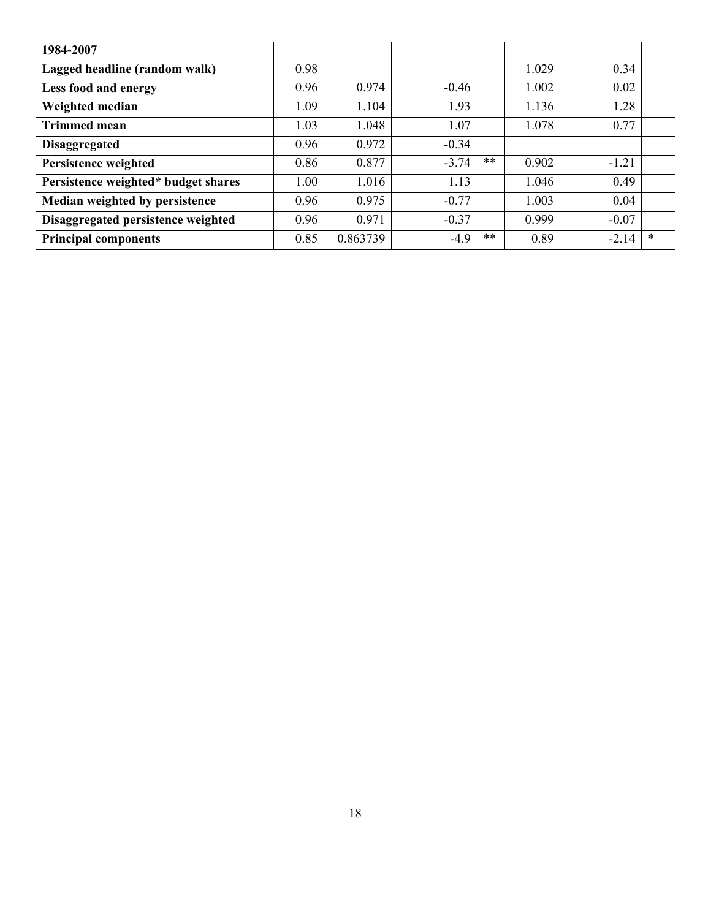| 1984-2007 | | | | | | | |
|---|---|---|---|---|---|---|---|
| **Lagged headline (random walk)** | 0.98 | | | | 1.029 | 0.34 | |
| **Less food and energy** | 0.96 | 0.974 | -0.46 | | 1.002 | 0.02 | |
| **Weighted median** | 1.09 | 1.104 | 1.93 | | 1.136 | 1.28 | |
| **Trimmed mean** | 1.03 | 1.048 | 1.07 | | 1.078 | 0.77 | |
| **Disaggregated** | 0.96 | 0.972 | -0.34 | | | | |
| **Persistence weighted** | 0.86 | 0.877 | -3.74 | ** | 0.902 | -1.21 | |
| **Persistence weighted* budget shares** | 1.00 | 1.016 | 1.13 | | 1.046 | 0.49 | |
| **Median weighted by persistence** | 0.96 | 0.975 | -0.77 | | 1.003 | 0.04 | |
| **Disaggregated persistence weighted** | 0.96 | 0.971 | -0.37 | | 0.999 | -0.07 | |
| **Principal components** | 0.85 | 0.863739 | -4.9 | ** | 0.89 | -2.14 | * |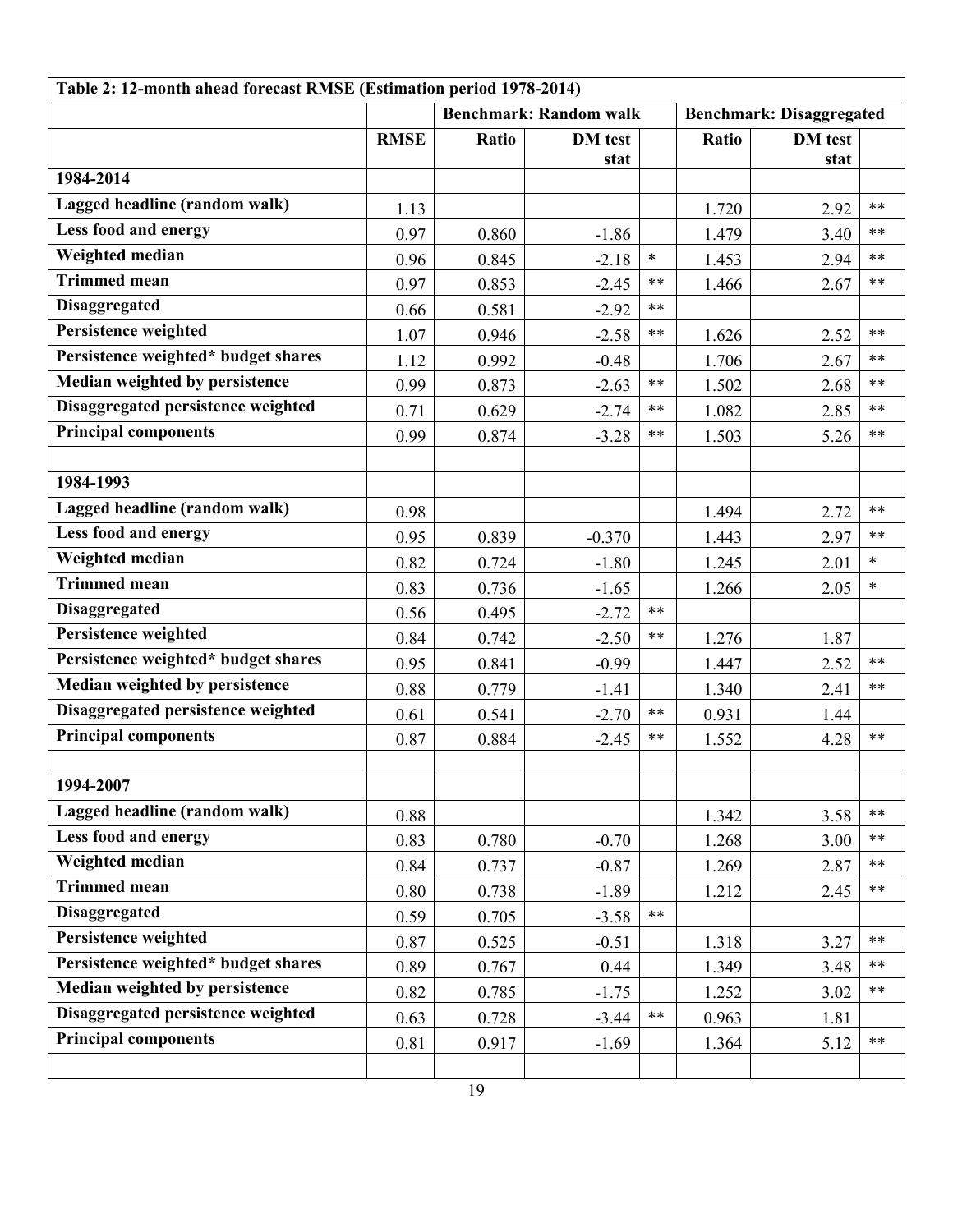| Table 2: 12-month ahead forecast RMSE (Estimation period 1978-2014) | | | | | | | |
|---|---|---|---|---|---|---|---|
| | | Benchmark: Random walk | | | Benchmark: Disaggregated | | |
| | RMSE | Ratio | DM test stat | | Ratio | DM test stat | |
| **1984-2014** | | | | | | | |
| **Lagged headline (random walk)** | 1.13 | | | | 1.720 | 2.92 | ** |
| **Less food and energy** | 0.97 | 0.860 | -1.86 | | 1.479 | 3.40 | ** |
| **Weighted median** | 0.96 | 0.845 | -2.18 | * | 1.453 | 2.94 | ** |
| **Trimmed mean** | 0.97 | 0.853 | -2.45 | ** | 1.466 | 2.67 | ** |
| **Disaggregated** | 0.66 | 0.581 | -2.92 | ** | | | |
| **Persistence weighted** | 1.07 | 0.946 | -2.58 | ** | 1.626 | 2.52 | ** |
| **Persistence weighted* budget shares** | 1.12 | 0.992 | -0.48 | | 1.706 | 2.67 | ** |
| **Median weighted by persistence** | 0.99 | 0.873 | -2.63 | ** | 1.502 | 2.68 | ** |
| **Disaggregated persistence weighted** | 0.71 | 0.629 | -2.74 | ** | 1.082 | 2.85 | ** |
| **Principal components** | 0.99 | 0.874 | -3.28 | ** | 1.503 | 5.26 | ** |
| | | | | | | | |
| **1984-1993** | | | | | | | |
| **Lagged headline (random walk)** | 0.98 | | | | 1.494 | 2.72 | ** |
| **Less food and energy** | 0.95 | 0.839 | -0.370 | | 1.443 | 2.97 | ** |
| **Weighted median** | 0.82 | 0.724 | -1.80 | | 1.245 | 2.01 | * |
| **Trimmed mean** | 0.83 | 0.736 | -1.65 | | 1.266 | 2.05 | * |
| **Disaggregated** | 0.56 | 0.495 | -2.72 | ** | | | |
| **Persistence weighted** | 0.84 | 0.742 | -2.50 | ** | 1.276 | 1.87 | |
| **Persistence weighted* budget shares** | 0.95 | 0.841 | -0.99 | | 1.447 | 2.52 | ** |
| **Median weighted by persistence** | 0.88 | 0.779 | -1.41 | | 1.340 | 2.41 | ** |
| **Disaggregated persistence weighted** | 0.61 | 0.541 | -2.70 | ** | 0.931 | 1.44 | |
| **Principal components** | 0.87 | 0.884 | -2.45 | ** | 1.552 | 4.28 | ** |
| | | | | | | | |
| **1994-2007** | | | | | | | |
| **Lagged headline (random walk)** | 0.88 | | | | 1.342 | 3.58 | ** |
| **Less food and energy** | 0.83 | 0.780 | -0.70 | | 1.268 | 3.00 | ** |
| **Weighted median** | 0.84 | 0.737 | -0.87 | | 1.269 | 2.87 | ** |
| **Trimmed mean** | 0.80 | 0.738 | -1.89 | | 1.212 | 2.45 | ** |
| **Disaggregated** | 0.59 | 0.705 | -3.58 | ** | | | |
| **Persistence weighted** | 0.87 | 0.525 | -0.51 | | 1.318 | 3.27 | ** |
| **Persistence weighted* budget shares** | 0.89 | 0.767 | 0.44 | | 1.349 | 3.48 | ** |
| **Median weighted by persistence** | 0.82 | 0.785 | -1.75 | | 1.252 | 3.02 | ** |
| **Disaggregated persistence weighted** | 0.63 | 0.728 | -3.44 | ** | 0.963 | 1.81 | |
| **Principal components** | 0.81 | 0.917 | -1.69 | | 1.364 | 5.12 | ** |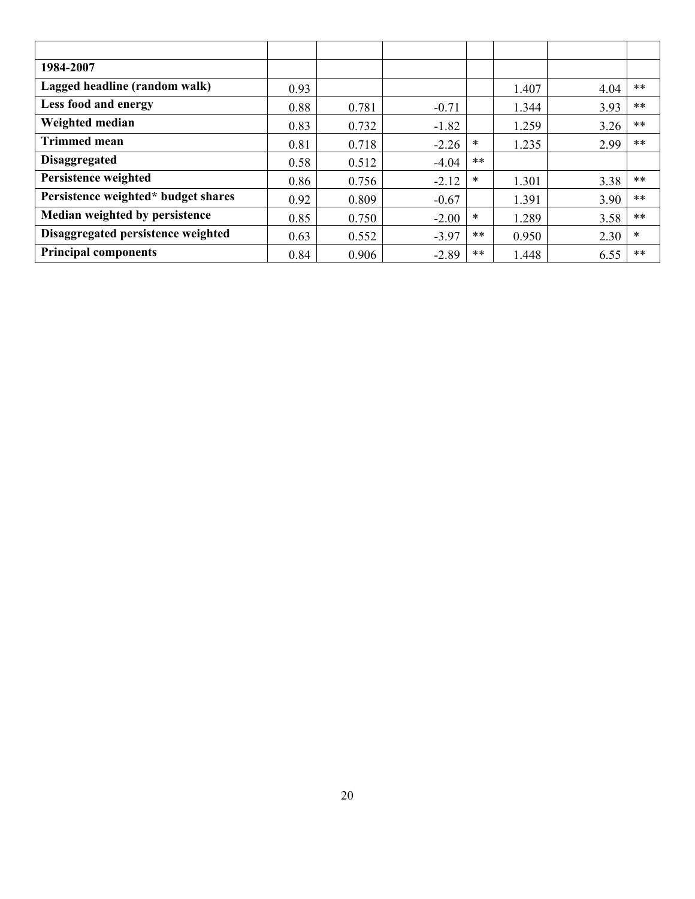| | | | | | | | |
|---|---|---|---|---|---|---|---|
| **1984-2007** | | | | | | | |
| **Lagged headline (random walk)** | 0.93 | | | | 1.407 | 4.04 | ** |
| **Less food and energy** | 0.88 | 0.781 | -0.71 | | 1.344 | 3.93 | ** |
| **Weighted median** | 0.83 | 0.732 | -1.82 | | 1.259 | 3.26 | ** |
| **Trimmed mean** | 0.81 | 0.718 | -2.26 | * | 1.235 | 2.99 | ** |
| **Disaggregated** | 0.58 | 0.512 | -4.04 | ** | | | |
| **Persistence weighted** | 0.86 | 0.756 | -2.12 | * | 1.301 | 3.38 | ** |
| **Persistence weighted* budget shares** | 0.92 | 0.809 | -0.67 | | 1.391 | 3.90 | ** |
| **Median weighted by persistence** | 0.85 | 0.750 | -2.00 | * | 1.289 | 3.58 | ** |
| **Disaggregated persistence weighted** | 0.63 | 0.552 | -3.97 | ** | 0.950 | 2.30 | * |
| **Principal components** | 0.84 | 0.906 | -2.89 | ** | 1.448 | 6.55 | ** |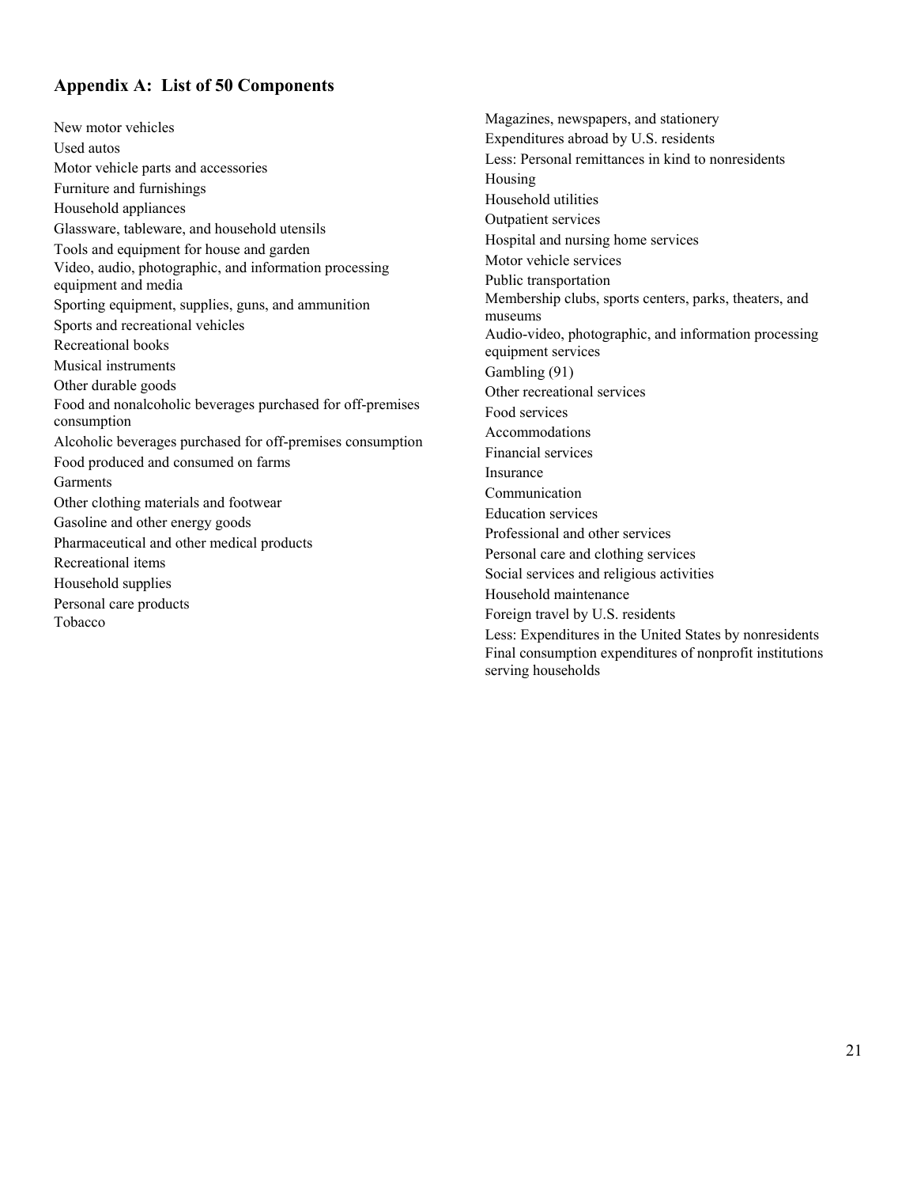## Appendix A: List of 50 Components

New motor vehicles
Used autos
Motor vehicle parts and accessories
Furniture and furnishings
Household appliances
Glassware, tableware, and household utensils
Tools and equipment for house and garden
Video, audio, photographic, and information processing equipment and media
Sporting equipment, supplies, guns, and ammunition
Sports and recreational vehicles
Recreational books
Musical instruments
Other durable goods
Food and nonalcoholic beverages purchased for off-premises consumption
Alcoholic beverages purchased for off-premises consumption
Food produced and consumed on farms
Garments
Other clothing materials and footwear
Gasoline and other energy goods
Pharmaceutical and other medical products
Recreational items
Household supplies
Personal care products
Tobacco
Magazines, newspapers, and stationery
Expenditures abroad by U.S. residents
Less: Personal remittances in kind to nonresidents
Housing
Household utilities
Outpatient services
Hospital and nursing home services
Motor vehicle services
Public transportation
Membership clubs, sports centers, parks, theaters, and museums
Audio-video, photographic, and information processing equipment services
Gambling (91)
Other recreational services
Food services
Accommodations
Financial services
Insurance
Communication
Education services
Professional and other services
Personal care and clothing services
Social services and religious activities
Household maintenance
Foreign travel by U.S. residents
Less: Expenditures in the United States by nonresidents
Final consumption expenditures of nonprofit institutions serving households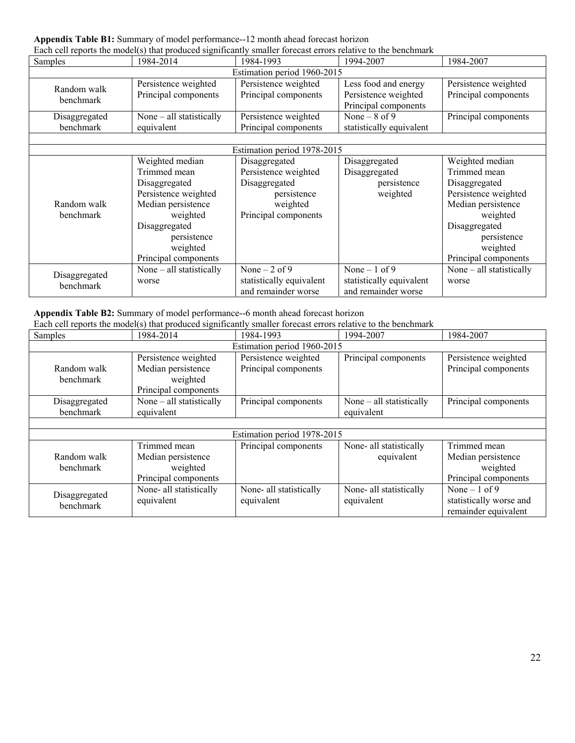**Appendix Table B1:** Summary of model performance--12 month ahead forecast horizon

Each cell reports the model(s) that produced significantly smaller forecast errors relative to the benchmark

| Samples | 1984-2014 | 1984-1993 | 1994-2007 | 1984-2007 |
|---|---|---|---|---|
| Estimation period 1960-2015 | | | | |
| Random walk benchmark | Persistence weighted<br>Principal components | Persistence weighted<br>Principal components | Less food and energy<br>Persistence weighted<br>Principal components | Persistence weighted<br>Principal components |
| Disaggregated benchmark | None – all statistically equivalent | Persistence weighted<br>Principal components | None – 8 of 9 statistically equivalent | Principal components |
| | | | | |
| Estimation period 1978-2015 | | | | |
| Random walk benchmark | Weighted median<br>Trimmed mean<br>Disaggregated<br>Persistence weighted<br>Median persistence weighted<br>Disaggregated persistence weighted<br>Principal components | Disaggregated<br>Persistence weighted<br>Disaggregated persistence weighted<br>Principal components | Disaggregated<br>Disaggregated persistence weighted | Weighted median<br>Trimmed mean<br>Disaggregated<br>Persistence weighted<br>Median persistence weighted<br>Disaggregated persistence weighted<br>Principal components |
| Disaggregated benchmark | None – all statistically worse | None – 2 of 9 statistically equivalent and remainder worse | None – 1 of 9 statistically equivalent and remainder worse | None – all statistically worse |

**Appendix Table B2:** Summary of model performance--6 month ahead forecast horizon

Each cell reports the model(s) that produced significantly smaller forecast errors relative to the benchmark

| Samples | 1984-2014 | 1984-1993 | 1994-2007 | 1984-2007 |
|---|---|---|---|---|
| Estimation period 1960-2015 | | | | |
| Random walk benchmark | Persistence weighted<br>Median persistence weighted<br>Principal components | Persistence weighted<br>Principal components | Principal components | Persistence weighted<br>Principal components |
| Disaggregated benchmark | None – all statistically equivalent | Principal components | None – all statistically equivalent | Principal components |
| | | | | |
| Estimation period 1978-2015 | | | | |
| Random walk benchmark | Trimmed mean<br>Median persistence weighted<br>Principal components | Principal components | None- all statistically equivalent | Trimmed mean<br>Median persistence weighted<br>Principal components |
| Disaggregated benchmark | None- all statistically equivalent | None- all statistically equivalent | None- all statistically equivalent | None – 1 of 9 statistically worse and remainder equivalent |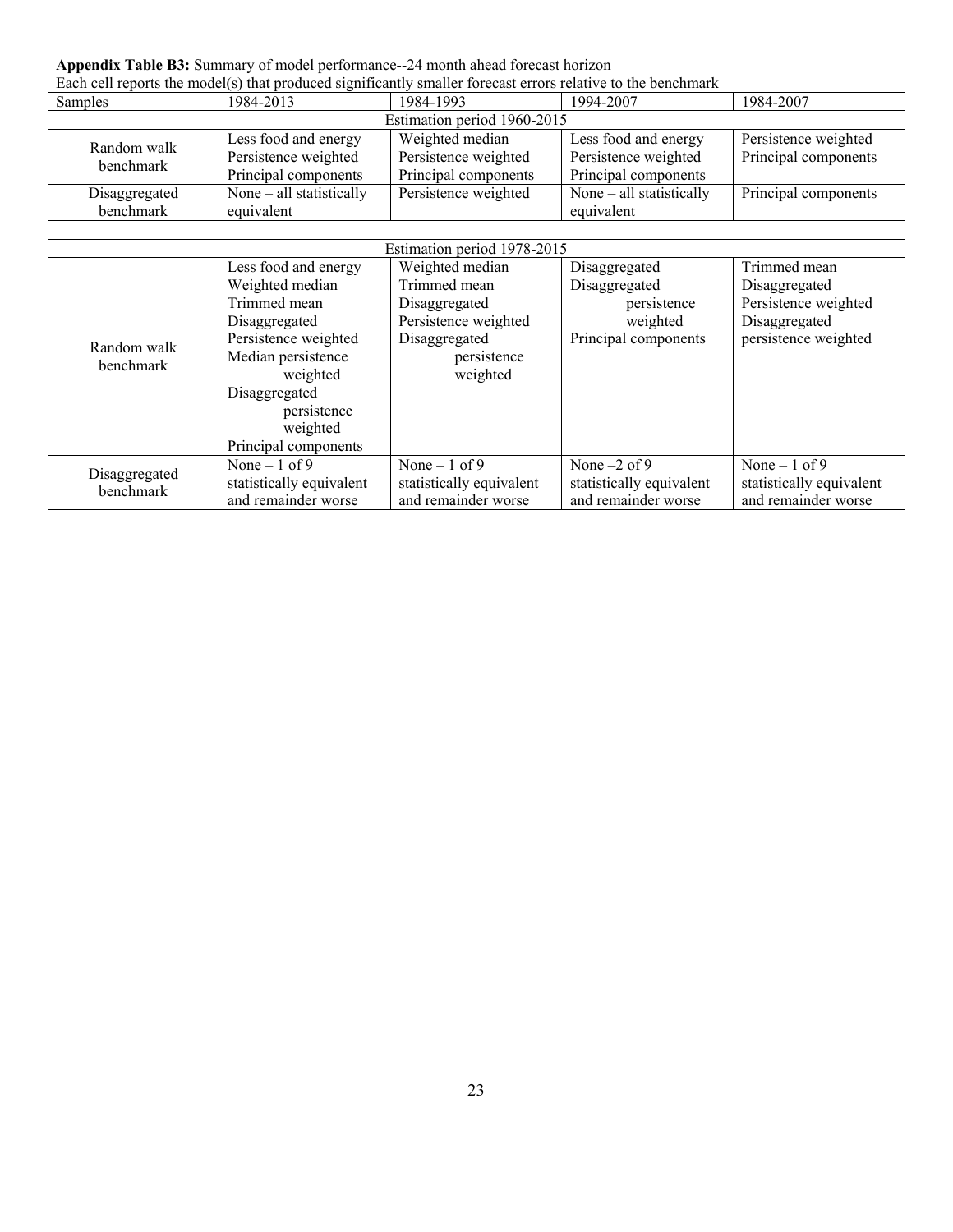**Appendix Table B3:** Summary of model performance--24 month ahead forecast horizon

Each cell reports the model(s) that produced significantly smaller forecast errors relative to the benchmark

| Samples | 1984-2013 | 1984-1993 | 1994-2007 | 1984-2007 |
|---|---|---|---|---|
| Estimation period 1960-2015 | | | | |
| Random walk benchmark | Less food and energy<br>Persistence weighted<br>Principal components | Weighted median<br>Persistence weighted<br>Principal components | Less food and energy<br>Persistence weighted<br>Principal components | Persistence weighted<br>Principal components |
| Disaggregated benchmark | None – all statistically equivalent | Persistence weighted | None – all statistically equivalent | Principal components |
| | | | | |
| Estimation period 1978-2015 | | | | |
| Random walk benchmark | Less food and energy<br>Weighted median<br>Trimmed mean<br>Disaggregated<br>Persistence weighted<br>Median persistence weighted<br>Disaggregated persistence weighted<br>Principal components | Weighted median<br>Trimmed mean<br>Disaggregated<br>Persistence weighted<br>Disaggregated persistence weighted | Disaggregated<br>Disaggregated persistence weighted<br>Principal components | Trimmed mean<br>Disaggregated<br>Persistence weighted<br>Disaggregated persistence weighted |
| Disaggregated benchmark | None – 1 of 9 statistically equivalent and remainder worse | None – 1 of 9 statistically equivalent and remainder worse | None –2 of 9 statistically equivalent and remainder worse | None – 1 of 9 statistically equivalent and remainder worse |